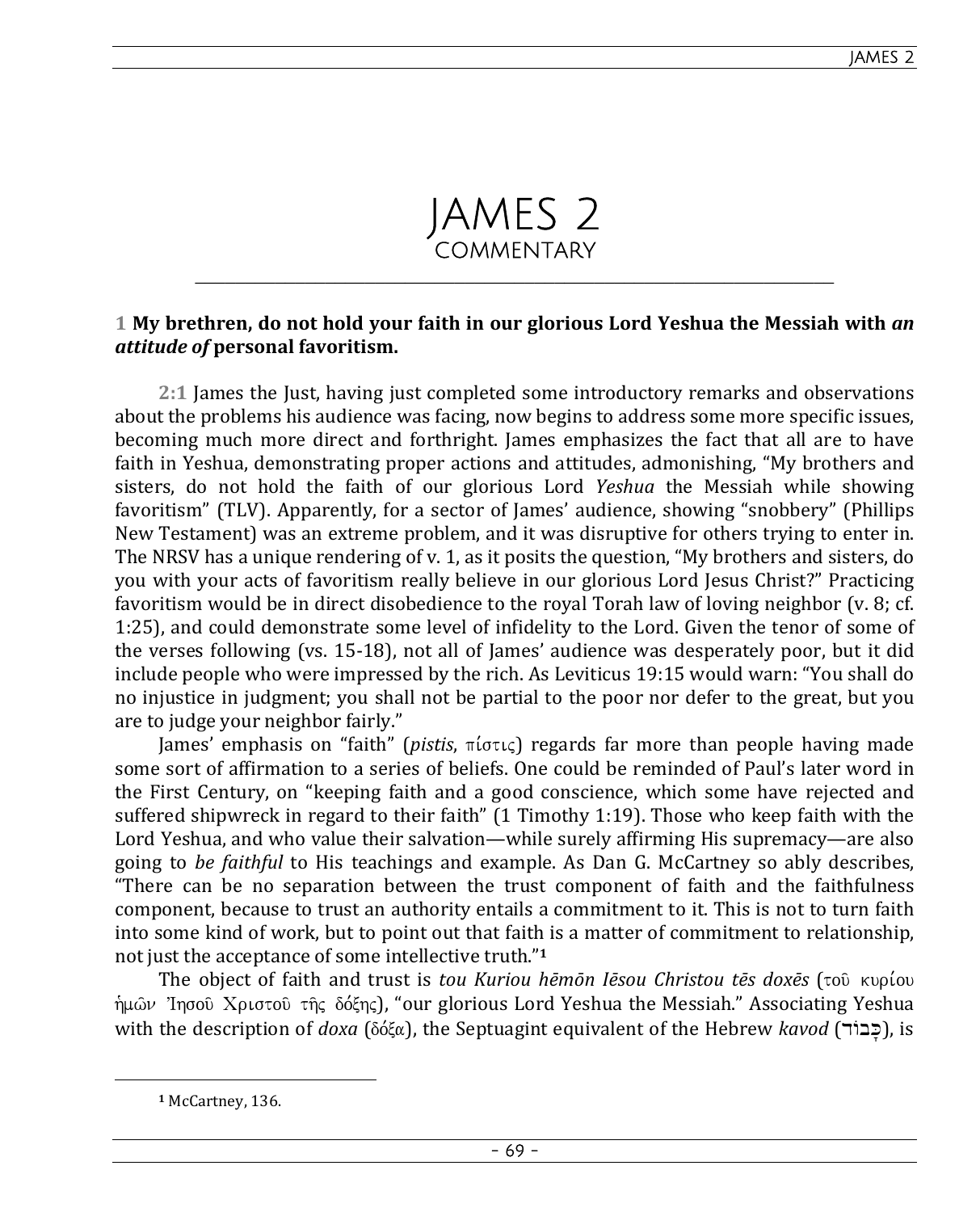# JAMES 2
## COMMENTARY

**1 My brethren, do not hold your faith in our glorious Lord Yeshua the Messiah with *an attitude of* personal favoritism.**

**2:1** James the Just, having just completed some introductory remarks and observations about the problems his audience was facing, now begins to address some more specific issues, becoming much more direct and forthright. James emphasizes the fact that all are to have faith in Yeshua, demonstrating proper actions and attitudes, admonishing, "My brothers and sisters, do not hold the faith of our glorious Lord *Yeshua* the Messiah while showing favoritism" (TLV). Apparently, for a sector of James' audience, showing "snobbery" (Phillips New Testament) was an extreme problem, and it was disruptive for others trying to enter in. The NRSV has a unique rendering of v. 1, as it posits the question, "My brothers and sisters, do you with your acts of favoritism really believe in our glorious Lord Jesus Christ?" Practicing favoritism would be in direct disobedience to the royal Torah law of loving neighbor (v. 8; cf. 1:25), and could demonstrate some level of infidelity to the Lord. Given the tenor of some of the verses following (vs. 15-18), not all of James' audience was desperately poor, but it did include people who were impressed by the rich. As Leviticus 19:15 would warn: "You shall do no injustice in judgment; you shall not be partial to the poor nor defer to the great, but you are to judge your neighbor fairly."

James' emphasis on "faith" (*pistis*, πίστις) regards far more than people having made some sort of affirmation to a series of beliefs. One could be reminded of Paul's later word in the First Century, on "keeping faith and a good conscience, which some have rejected and suffered shipwreck in regard to their faith" (1 Timothy 1:19). Those who keep faith with the Lord Yeshua, and who value their salvation—while surely affirming His supremacy—are also going to *be faithful* to His teachings and example. As Dan G. McCartney so ably describes, "There can be no separation between the trust component of faith and the faithfulness component, because to trust an authority entails a commitment to it. This is not to turn faith into some kind of work, but to point out that faith is a matter of commitment to relationship, not just the acceptance of some intellective truth."[1]

The object of faith and trust is *tou Kuriou hēmōn Iēsou Christou tēs doxēs* (τοῦ κυρίου ἡμῶν Ἰησοῦ Χριστοῦ τῆς δόξης), "our glorious Lord Yeshua the Messiah." Associating Yeshua with the description of *doxa* (δόξα), the Septuagint equivalent of the Hebrew *kavod* (כָּבוֹד), is

---

[1] McCartney, 136.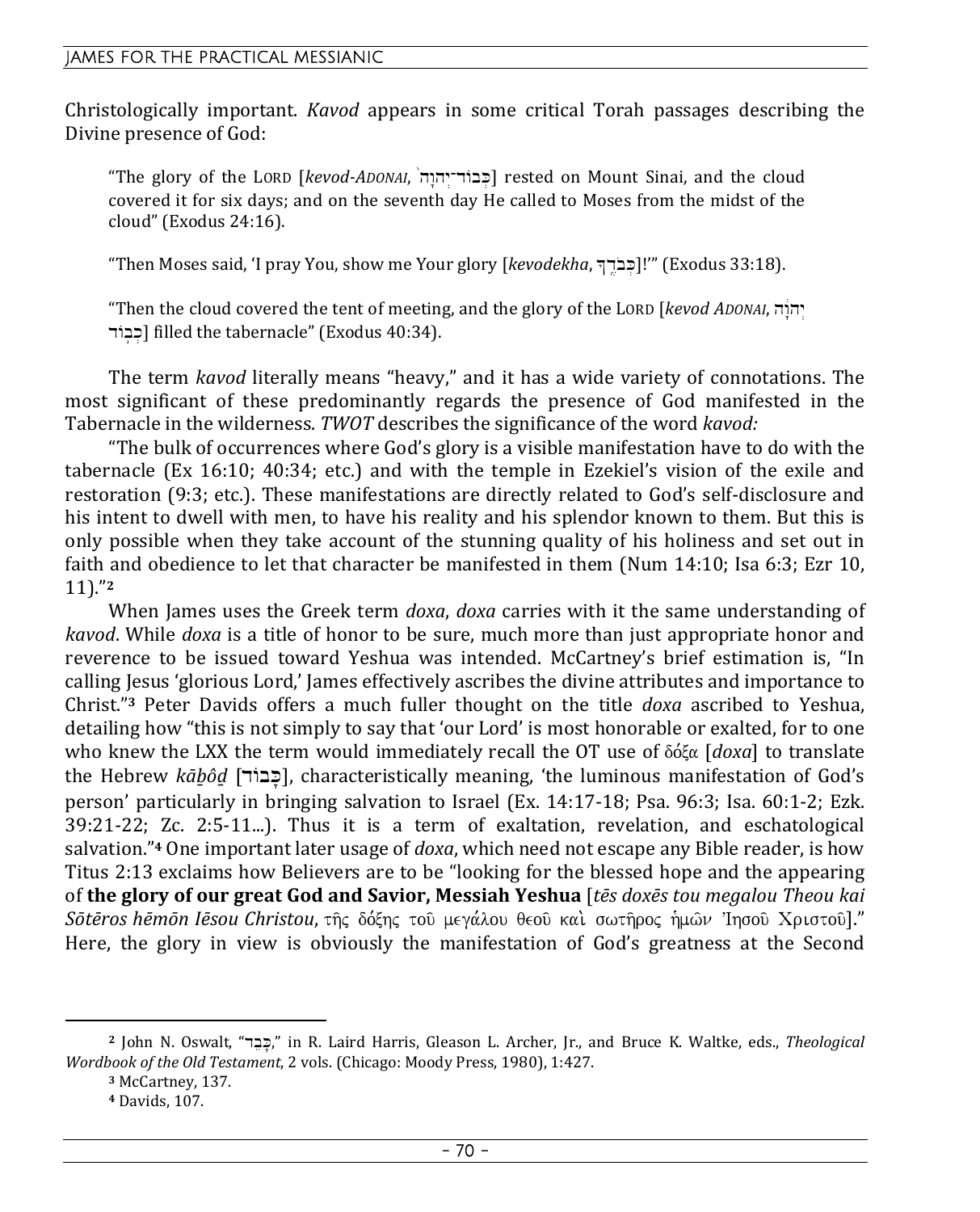Christologically important. *Kavod* appears in some critical Torah passages describing the Divine presence of God:

> "The glory of the LORD [*kevod-ADONAI*, כְבוֹד־יְהוָה] rested on Mount Sinai, and the cloud covered it for six days; and on the seventh day He called to Moses from the midst of the cloud" (Exodus 24:16).
>
> "Then Moses said, 'I pray You, show me Your glory [*kevodekha*, כְּבֹדֶךָ]!'" (Exodus 33:18).
>
> "Then the cloud covered the tent of meeting, and the glory of the LORD [*kevod ADONAI*, יְהוָה כְבוֹד] filled the tabernacle" (Exodus 40:34).

The term *kavod* literally means "heavy," and it has a wide variety of connotations. The most significant of these predominantly regards the presence of God manifested in the Tabernacle in the wilderness. *TWOT* describes the significance of the word *kavod:*

"The bulk of occurrences where God's glory is a visible manifestation have to do with the tabernacle (Ex 16:10; 40:34; etc.) and with the temple in Ezekiel's vision of the exile and restoration (9:3; etc.). These manifestations are directly related to God's self-disclosure and his intent to dwell with men, to have his reality and his splendor known to them. But this is only possible when they take account of the stunning quality of his holiness and set out in faith and obedience to let that character be manifested in them (Num 14:10; Isa 6:3; Ezr 10, 11)."[2]

When James uses the Greek term *doxa*, *doxa* carries with it the same understanding of *kavod*. While *doxa* is a title of honor to be sure, much more than just appropriate honor and reverence to be issued toward Yeshua was intended. McCartney's brief estimation is, "In calling Jesus 'glorious Lord,' James effectively ascribes the divine attributes and importance to Christ."[3] Peter Davids offers a much fuller thought on the title *doxa* ascribed to Yeshua, detailing how "this is not simply to say that 'our Lord' is most honorable or exalted, for to one who knew the LXX the term would immediately recall the OT use of δόξα [*doxa*] to translate the Hebrew *kāḇôḏ* [כָּבוֹד], characteristically meaning, 'the luminous manifestation of God's person' particularly in bringing salvation to Israel (Ex. 14:17-18; Psa. 96:3; Isa. 60:1-2; Ezk. 39:21-22; Zc. 2:5-11...). Thus it is a term of exaltation, revelation, and eschatological salvation."[4] One important later usage of *doxa*, which need not escape any Bible reader, is how Titus 2:13 exclaims how Believers are to be "looking for the blessed hope and the appearing of **the glory of our great God and Savior, Messiah Yeshua** [*tēs doxēs tou megalou Theou kai Sōtēros hēmōn Iēsou Christou*, τῆς δόξης τοῦ μεγάλου θεοῦ καὶ σωτῆρος ἡμῶν Ἰησοῦ Χριστοῦ]." Here, the glory in view is obviously the manifestation of God's greatness at the Second

---

[2] John N. Oswalt, "כָּבֵד," in R. Laird Harris, Gleason L. Archer, Jr., and Bruce K. Waltke, eds., *Theological Wordbook of the Old Testament*, 2 vols. (Chicago: Moody Press, 1980), 1:427.

[3] McCartney, 137.

[4] Davids, 107.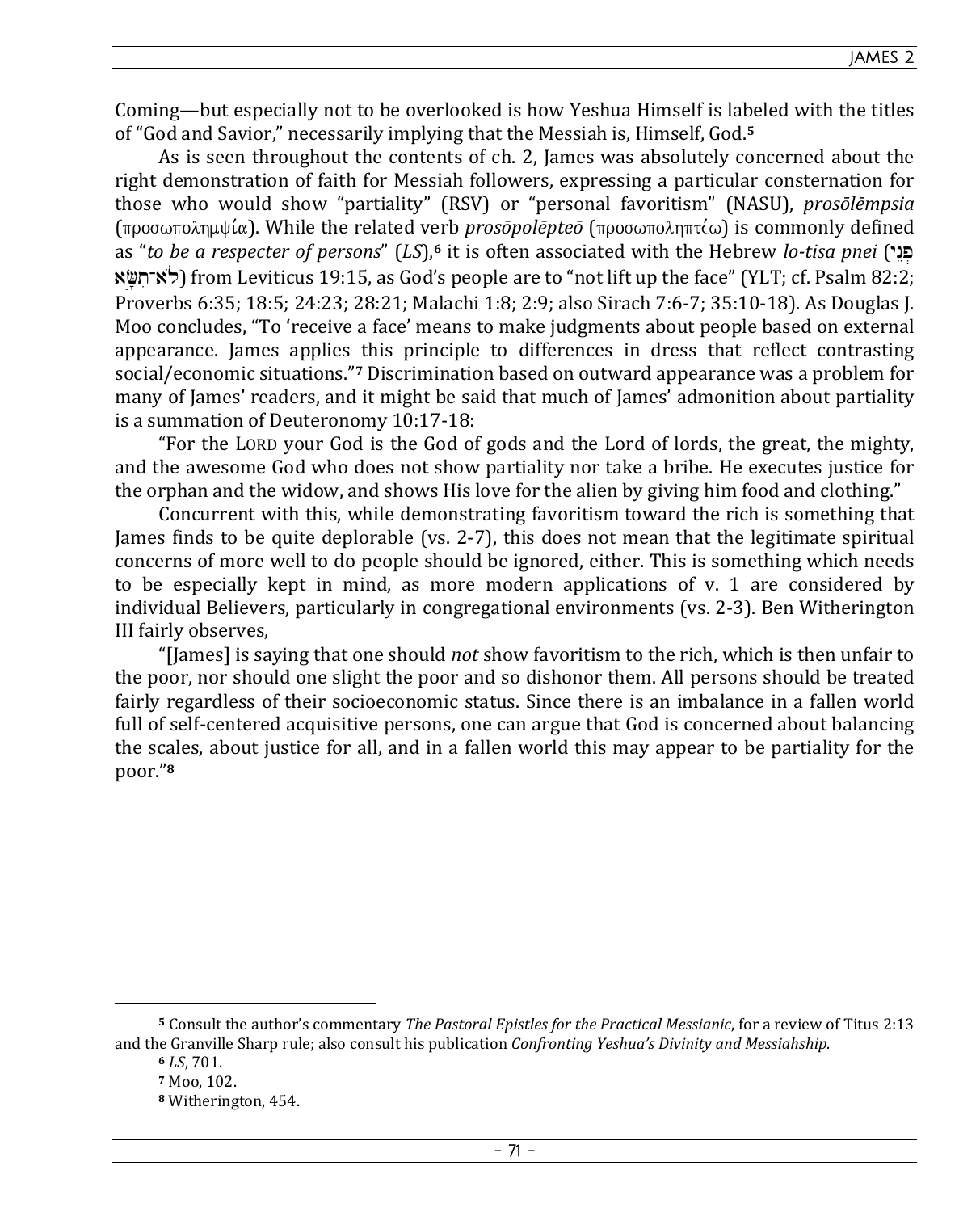Coming—but especially not to be overlooked is how Yeshua Himself is labeled with the titles of "God and Savior," necessarily implying that the Messiah is, Himself, God.[5]

As is seen throughout the contents of ch. 2, James was absolutely concerned about the right demonstration of faith for Messiah followers, expressing a particular consternation for those who would show "partiality" (RSV) or "personal favoritism" (NASU), *prosōlēmpsia* (προσωπολημψία). While the related verb *prosōpolēpteō* (προσωποληπτέω) is commonly defined as "*to be a respecter of persons*" (*LS*),[6] it is often associated with the Hebrew *lo-tisa pnei* (לֹא־תִשָּׂא פְנֵי) from Leviticus 19:15, as God's people are to "not lift up the face" (YLT; cf. Psalm 82:2; Proverbs 6:35; 18:5; 24:23; 28:21; Malachi 1:8; 2:9; also Sirach 7:6-7; 35:10-18). As Douglas J. Moo concludes, "To 'receive a face' means to make judgments about people based on external appearance. James applies this principle to differences in dress that reflect contrasting social/economic situations."[7] Discrimination based on outward appearance was a problem for many of James' readers, and it might be said that much of James' admonition about partiality is a summation of Deuteronomy 10:17-18:

"For the LORD your God is the God of gods and the Lord of lords, the great, the mighty, and the awesome God who does not show partiality nor take a bribe. He executes justice for the orphan and the widow, and shows His love for the alien by giving him food and clothing."

Concurrent with this, while demonstrating favoritism toward the rich is something that James finds to be quite deplorable (vs. 2-7), this does not mean that the legitimate spiritual concerns of more well to do people should be ignored, either. This is something which needs to be especially kept in mind, as more modern applications of v. 1 are considered by individual Believers, particularly in congregational environments (vs. 2-3). Ben Witherington III fairly observes,

"[James] is saying that one should *not* show favoritism to the rich, which is then unfair to the poor, nor should one slight the poor and so dishonor them. All persons should be treated fairly regardless of their socioeconomic status. Since there is an imbalance in a fallen world full of self-centered acquisitive persons, one can argue that God is concerned about balancing the scales, about justice for all, and in a fallen world this may appear to be partiality for the poor."[8]

---

[5] Consult the author's commentary *The Pastoral Epistles for the Practical Messianic*, for a review of Titus 2:13 and the Granville Sharp rule; also consult his publication *Confronting Yeshua's Divinity and Messiahship.*

[6] *LS*, 701.

[7] Moo, 102.

[8] Witherington, 454.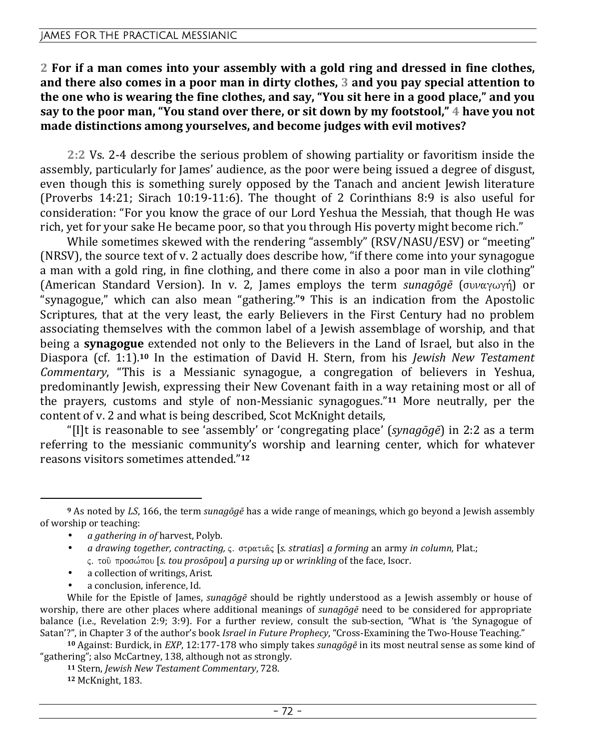**2 For if a man comes into your assembly with a gold ring and dressed in fine clothes, and there also comes in a poor man in dirty clothes, 3 and you pay special attention to the one who is wearing the fine clothes, and say, "You sit here in a good place," and you say to the poor man, "You stand over there, or sit down by my footstool," 4 have you not made distinctions among yourselves, and become judges with evil motives?**

2:2 Vs. 2-4 describe the serious problem of showing partiality or favoritism inside the assembly, particularly for James' audience, as the poor were being issued a degree of disgust, even though this is something surely opposed by the Tanach and ancient Jewish literature (Proverbs 14:21; Sirach 10:19-11:6). The thought of 2 Corinthians 8:9 is also useful for consideration: "For you know the grace of our Lord Yeshua the Messiah, that though He was rich, yet for your sake He became poor, so that you through His poverty might become rich."

While sometimes skewed with the rendering "assembly" (RSV/NASU/ESV) or "meeting" (NRSV), the source text of v. 2 actually does describe how, "if there come into your synagogue a man with a gold ring, in fine clothing, and there come in also a poor man in vile clothing" (American Standard Version). In v. 2, James employs the term *sunagōgē* (συναγωγή) or "synagogue," which can also mean "gathering."[9] This is an indication from the Apostolic Scriptures, that at the very least, the early Believers in the First Century had no problem associating themselves with the common label of a Jewish assemblage of worship, and that being a **synagogue** extended not only to the Believers in the Land of Israel, but also in the Diaspora (cf. 1:1).[10] In the estimation of David H. Stern, from his *Jewish New Testament Commentary*, "This is a Messianic synagogue, a congregation of believers in Yeshua, predominantly Jewish, expressing their New Covenant faith in a way retaining most or all of the prayers, customs and style of non-Messianic synagogues."[11] More neutrally, per the content of v. 2 and what is being described, Scot McKnight details,

"[I]t is reasonable to see 'assembly' or 'congregating place' (*synagōgē*) in 2:2 as a term referring to the messianic community's worship and learning center, which for whatever reasons visitors sometimes attended."[12]

---

[9] As noted by *LS*, 166, the term *sunagōgē* has a wide range of meanings, which go beyond a Jewish assembly of worship or teaching:

- *a gathering in of* harvest, Polyb.
- *a drawing together, contracting,* ς. στρατιᾶς [*s. stratias*] *a forming* an army *in column,* Plat.; ς. τοῦ προσώπου [*s. tou prosōpou*] *a pursing up* or *wrinkling* of the face, Isocr.
- a collection of writings, Arist.
- a conclusion, inference, Id.

While for the Epistle of James, *sunagōgē* should be rightly understood as a Jewish assembly or house of worship, there are other places where additional meanings of *sunagōgē* need to be considered for appropriate balance (i.e., Revelation 2:9; 3:9). For a further review, consult the sub-section, "What is 'the Synagogue of Satan'?", in Chapter 3 of the author's book *Israel in Future Prophecy*, "Cross-Examining the Two-House Teaching."

[10] Against: Burdick, in *EXP*, 12:177-178 who simply takes *sunagōgē* in its most neutral sense as some kind of "gathering"; also McCartney, 138, although not as strongly.

[11] Stern, *Jewish New Testament Commentary*, 728.

[12] McKnight, 183.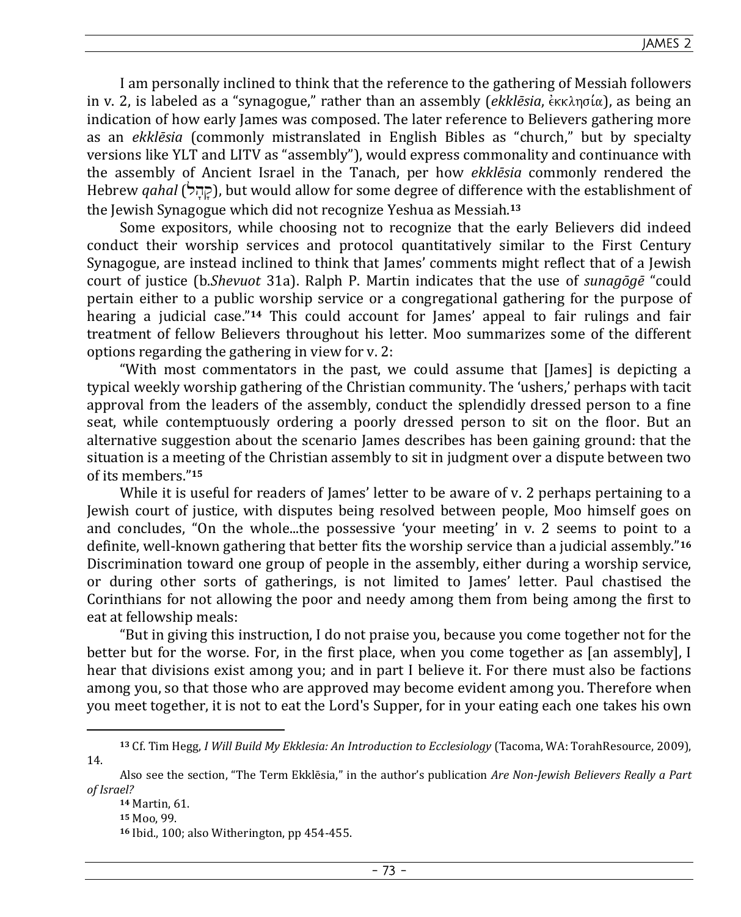I am personally inclined to think that the reference to the gathering of Messiah followers in v. 2, is labeled as a "synagogue," rather than an assembly (*ekklēsia*, ἐκκλησία), as being an indication of how early James was composed. The later reference to Believers gathering more as an *ekklēsia* (commonly mistranslated in English Bibles as "church," but by specialty versions like YLT and LITV as "assembly"), would express commonality and continuance with the assembly of Ancient Israel in the Tanach, per how *ekklēsia* commonly rendered the Hebrew *qahal* (קָהָל), but would allow for some degree of difference with the establishment of the Jewish Synagogue which did not recognize Yeshua as Messiah.[13]

Some expositors, while choosing not to recognize that the early Believers did indeed conduct their worship services and protocol quantitatively similar to the First Century Synagogue, are instead inclined to think that James' comments might reflect that of a Jewish court of justice (b.*Shevuot* 31a). Ralph P. Martin indicates that the use of *sunagōgē* "could pertain either to a public worship service or a congregational gathering for the purpose of hearing a judicial case."[14] This could account for James' appeal to fair rulings and fair treatment of fellow Believers throughout his letter. Moo summarizes some of the different options regarding the gathering in view for v. 2:

"With most commentators in the past, we could assume that [James] is depicting a typical weekly worship gathering of the Christian community. The 'ushers,' perhaps with tacit approval from the leaders of the assembly, conduct the splendidly dressed person to a fine seat, while contemptuously ordering a poorly dressed person to sit on the floor. But an alternative suggestion about the scenario James describes has been gaining ground: that the situation is a meeting of the Christian assembly to sit in judgment over a dispute between two of its members."[15]

While it is useful for readers of James' letter to be aware of v. 2 perhaps pertaining to a Jewish court of justice, with disputes being resolved between people, Moo himself goes on and concludes, "On the whole...the possessive 'your meeting' in v. 2 seems to point to a definite, well-known gathering that better fits the worship service than a judicial assembly."[16] Discrimination toward one group of people in the assembly, either during a worship service, or during other sorts of gatherings, is not limited to James' letter. Paul chastised the Corinthians for not allowing the poor and needy among them from being among the first to eat at fellowship meals:

"But in giving this instruction, I do not praise you, because you come together not for the better but for the worse. For, in the first place, when you come together as [an assembly], I hear that divisions exist among you; and in part I believe it. For there must also be factions among you, so that those who are approved may become evident among you. Therefore when you meet together, it is not to eat the Lord's Supper, for in your eating each one takes his own

---

[13] Cf. Tim Hegg, *I Will Build My Ekklesia: An Introduction to Ecclesiology* (Tacoma, WA: TorahResource, 2009), 14.

Also see the section, "The Term Ekklēsia," in the author's publication *Are Non-Jewish Believers Really a Part of Israel?*

[14] Martin, 61.

[15] Moo, 99.

[16] Ibid., 100; also Witherington, pp 454-455.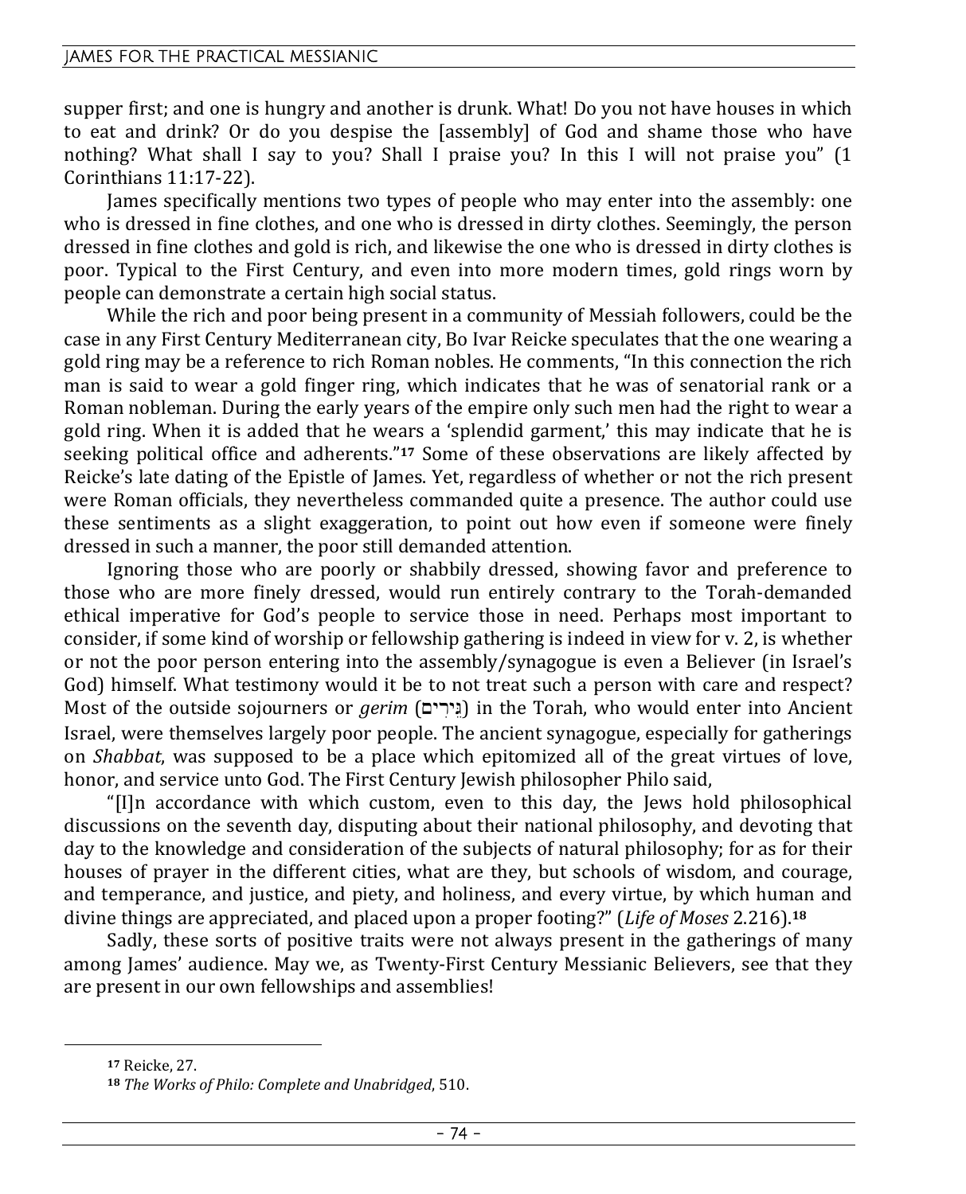supper first; and one is hungry and another is drunk. What! Do you not have houses in which to eat and drink? Or do you despise the [assembly] of God and shame those who have nothing? What shall I say to you? Shall I praise you? In this I will not praise you" (1 Corinthians 11:17-22).

James specifically mentions two types of people who may enter into the assembly: one who is dressed in fine clothes, and one who is dressed in dirty clothes. Seemingly, the person dressed in fine clothes and gold is rich, and likewise the one who is dressed in dirty clothes is poor. Typical to the First Century, and even into more modern times, gold rings worn by people can demonstrate a certain high social status.

While the rich and poor being present in a community of Messiah followers, could be the case in any First Century Mediterranean city, Bo Ivar Reicke speculates that the one wearing a gold ring may be a reference to rich Roman nobles. He comments, "In this connection the rich man is said to wear a gold finger ring, which indicates that he was of senatorial rank or a Roman nobleman. During the early years of the empire only such men had the right to wear a gold ring. When it is added that he wears a 'splendid garment,' this may indicate that he is seeking political office and adherents."[17] Some of these observations are likely affected by Reicke's late dating of the Epistle of James. Yet, regardless of whether or not the rich present were Roman officials, they nevertheless commanded quite a presence. The author could use these sentiments as a slight exaggeration, to point out how even if someone were finely dressed in such a manner, the poor still demanded attention.

Ignoring those who are poorly or shabbily dressed, showing favor and preference to those who are more finely dressed, would run entirely contrary to the Torah-demanded ethical imperative for God's people to service those in need. Perhaps most important to consider, if some kind of worship or fellowship gathering is indeed in view for v. 2, is whether or not the poor person entering into the assembly/synagogue is even a Believer (in Israel's God) himself. What testimony would it be to not treat such a person with care and respect? Most of the outside sojourners or *gerim* (גֵּרִים) in the Torah, who would enter into Ancient Israel, were themselves largely poor people. The ancient synagogue, especially for gatherings on *Shabbat*, was supposed to be a place which epitomized all of the great virtues of love, honor, and service unto God. The First Century Jewish philosopher Philo said,

"[I]n accordance with which custom, even to this day, the Jews hold philosophical discussions on the seventh day, disputing about their national philosophy, and devoting that day to the knowledge and consideration of the subjects of natural philosophy; for as for their houses of prayer in the different cities, what are they, but schools of wisdom, and courage, and temperance, and justice, and piety, and holiness, and every virtue, by which human and divine things are appreciated, and placed upon a proper footing?" (*Life of Moses* 2.216).[18]

Sadly, these sorts of positive traits were not always present in the gatherings of many among James' audience. May we, as Twenty-First Century Messianic Believers, see that they are present in our own fellowships and assemblies!

---

[17] Reicke, 27.

[18] *The Works of Philo: Complete and Unabridged*, 510.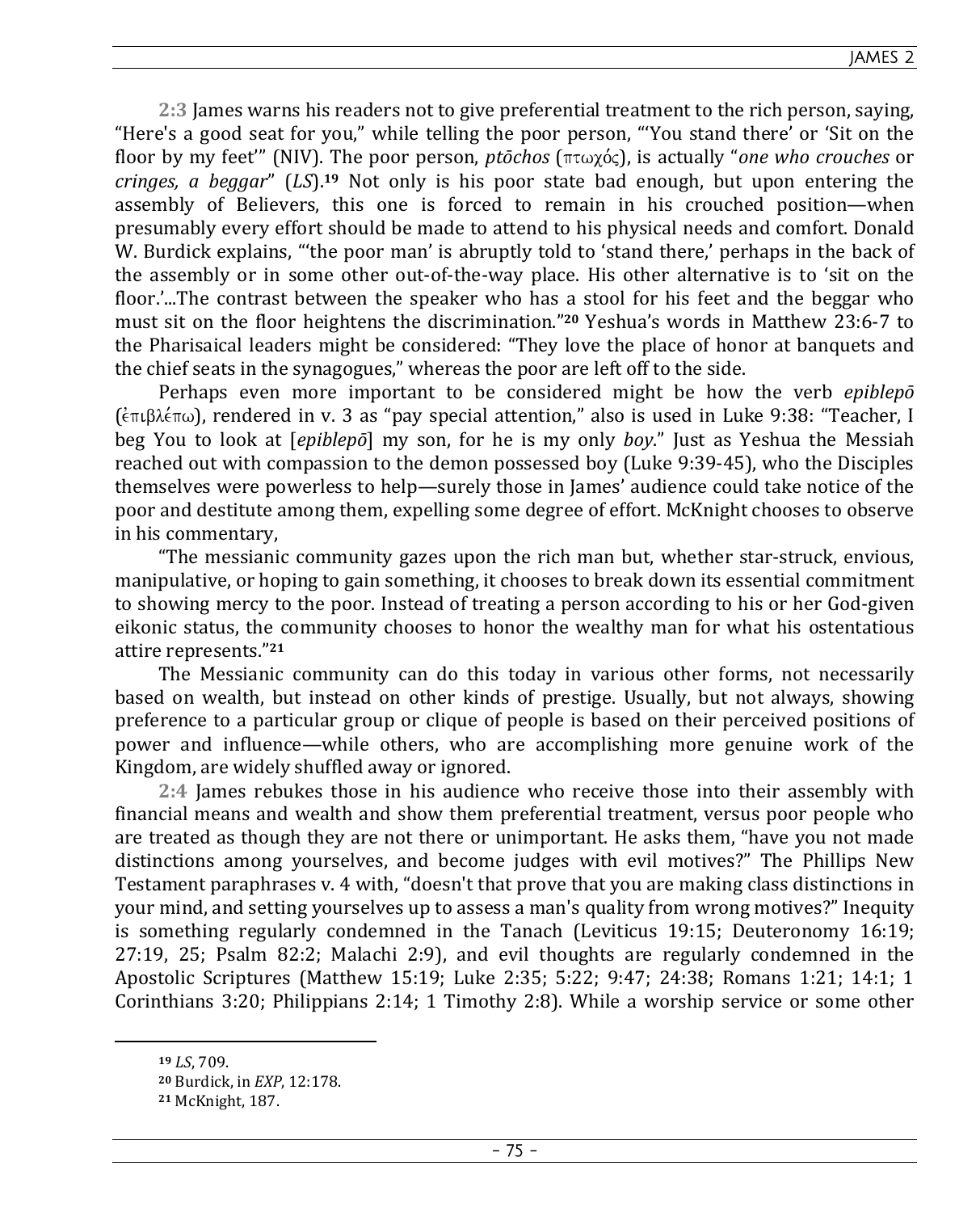**2:3** James warns his readers not to give preferential treatment to the rich person, saying, "Here's a good seat for you," while telling the poor person, "'You stand there' or 'Sit on the floor by my feet'" (NIV). The poor person, *ptōchos* (πτωχός), is actually "*one who crouches* or *cringes, a beggar*" (*LS*).[19] Not only is his poor state bad enough, but upon entering the assembly of Believers, this one is forced to remain in his crouched position—when presumably every effort should be made to attend to his physical needs and comfort. Donald W. Burdick explains, "'the poor man' is abruptly told to 'stand there,' perhaps in the back of the assembly or in some other out-of-the-way place. His other alternative is to 'sit on the floor.'...The contrast between the speaker who has a stool for his feet and the beggar who must sit on the floor heightens the discrimination."[20] Yeshua's words in Matthew 23:6-7 to the Pharisaical leaders might be considered: "They love the place of honor at banquets and the chief seats in the synagogues," whereas the poor are left off to the side.

Perhaps even more important to be considered might be how the verb *epiblepō* (ἐπιβλέπω), rendered in v. 3 as "pay special attention," also is used in Luke 9:38: "Teacher, I beg You to look at [*epiblepō*] my son, for he is my only *boy*." Just as Yeshua the Messiah reached out with compassion to the demon possessed boy (Luke 9:39-45), who the Disciples themselves were powerless to help—surely those in James' audience could take notice of the poor and destitute among them, expelling some degree of effort. McKnight chooses to observe in his commentary,

"The messianic community gazes upon the rich man but, whether star-struck, envious, manipulative, or hoping to gain something, it chooses to break down its essential commitment to showing mercy to the poor. Instead of treating a person according to his or her God-given eikonic status, the community chooses to honor the wealthy man for what his ostentatious attire represents."[21]

The Messianic community can do this today in various other forms, not necessarily based on wealth, but instead on other kinds of prestige. Usually, but not always, showing preference to a particular group or clique of people is based on their perceived positions of power and influence—while others, who are accomplishing more genuine work of the Kingdom, are widely shuffled away or ignored.

**2:4** James rebukes those in his audience who receive those into their assembly with financial means and wealth and show them preferential treatment, versus poor people who are treated as though they are not there or unimportant. He asks them, "have you not made distinctions among yourselves, and become judges with evil motives?" The Phillips New Testament paraphrases v. 4 with, "doesn't that prove that you are making class distinctions in your mind, and setting yourselves up to assess a man's quality from wrong motives?" Inequity is something regularly condemned in the Tanach (Leviticus 19:15; Deuteronomy 16:19; 27:19, 25; Psalm 82:2; Malachi 2:9), and evil thoughts are regularly condemned in the Apostolic Scriptures (Matthew 15:19; Luke 2:35; 5:22; 9:47; 24:38; Romans 1:21; 14:1; 1 Corinthians 3:20; Philippians 2:14; 1 Timothy 2:8). While a worship service or some other

---

[19] *LS*, 709.

[20] Burdick, in *EXP*, 12:178.

[21] McKnight, 187.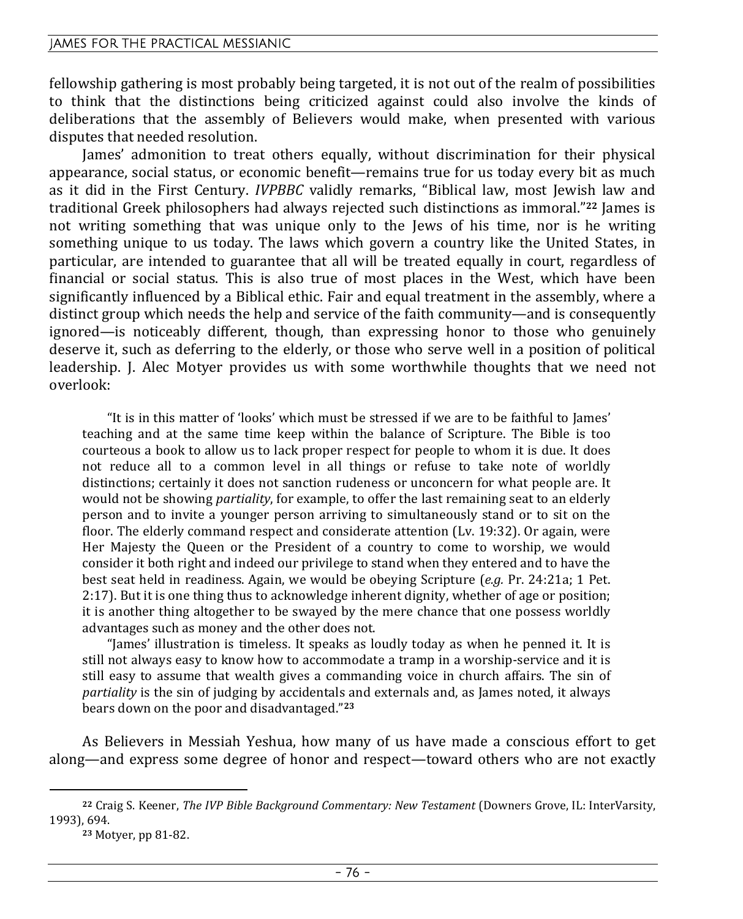fellowship gathering is most probably being targeted, it is not out of the realm of possibilities to think that the distinctions being criticized against could also involve the kinds of deliberations that the assembly of Believers would make, when presented with various disputes that needed resolution.

James' admonition to treat others equally, without discrimination for their physical appearance, social status, or economic benefit—remains true for us today every bit as much as it did in the First Century. *IVPBBC* validly remarks, "Biblical law, most Jewish law and traditional Greek philosophers had always rejected such distinctions as immoral."[22] James is not writing something that was unique only to the Jews of his time, nor is he writing something unique to us today. The laws which govern a country like the United States, in particular, are intended to guarantee that all will be treated equally in court, regardless of financial or social status. This is also true of most places in the West, which have been significantly influenced by a Biblical ethic. Fair and equal treatment in the assembly, where a distinct group which needs the help and service of the faith community—and is consequently ignored—is noticeably different, though, than expressing honor to those who genuinely deserve it, such as deferring to the elderly, or those who serve well in a position of political leadership. J. Alec Motyer provides us with some worthwhile thoughts that we need not overlook:

> "It is in this matter of 'looks' which must be stressed if we are to be faithful to James' teaching and at the same time keep within the balance of Scripture. The Bible is too courteous a book to allow us to lack proper respect for people to whom it is due. It does not reduce all to a common level in all things or refuse to take note of worldly distinctions; certainly it does not sanction rudeness or unconcern for what people are. It would not be showing *partiality*, for example, to offer the last remaining seat to an elderly person and to invite a younger person arriving to simultaneously stand or to sit on the floor. The elderly command respect and considerate attention (Lv. 19:32). Or again, were Her Majesty the Queen or the President of a country to come to worship, we would consider it both right and indeed our privilege to stand when they entered and to have the best seat held in readiness. Again, we would be obeying Scripture (*e.g.* Pr. 24:21a; 1 Pet. 2:17). But it is one thing thus to acknowledge inherent dignity, whether of age or position; it is another thing altogether to be swayed by the mere chance that one possess worldly advantages such as money and the other does not.
>
> "James' illustration is timeless. It speaks as loudly today as when he penned it. It is still not always easy to know how to accommodate a tramp in a worship-service and it is still easy to assume that wealth gives a commanding voice in church affairs. The sin of *partiality* is the sin of judging by accidentals and externals and, as James noted, it always bears down on the poor and disadvantaged."[23]

As Believers in Messiah Yeshua, how many of us have made a conscious effort to get along—and express some degree of honor and respect—toward others who are not exactly

---

[22] Craig S. Keener, *The IVP Bible Background Commentary: New Testament* (Downers Grove, IL: InterVarsity, 1993), 694.

[23] Motyer, pp 81-82.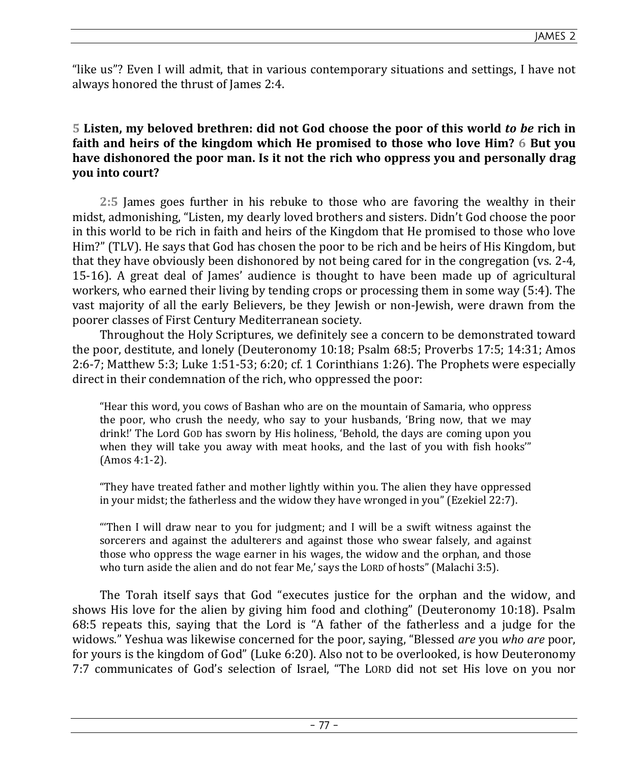"like us"? Even I will admit, that in various contemporary situations and settings, I have not always honored the thrust of James 2:4.

**5 Listen, my beloved brethren: did not God choose the poor of this world *to be* rich in faith and heirs of the kingdom which He promised to those who love Him? 6 But you have dishonored the poor man. Is it not the rich who oppress you and personally drag you into court?**

2:5 James goes further in his rebuke to those who are favoring the wealthy in their midst, admonishing, "Listen, my dearly loved brothers and sisters. Didn't God choose the poor in this world to be rich in faith and heirs of the Kingdom that He promised to those who love Him?" (TLV). He says that God has chosen the poor to be rich and be heirs of His Kingdom, but that they have obviously been dishonored by not being cared for in the congregation (vs. 2-4, 15-16). A great deal of James' audience is thought to have been made up of agricultural workers, who earned their living by tending crops or processing them in some way (5:4). The vast majority of all the early Believers, be they Jewish or non-Jewish, were drawn from the poorer classes of First Century Mediterranean society.

Throughout the Holy Scriptures, we definitely see a concern to be demonstrated toward the poor, destitute, and lonely (Deuteronomy 10:18; Psalm 68:5; Proverbs 17:5; 14:31; Amos 2:6-7; Matthew 5:3; Luke 1:51-53; 6:20; cf. 1 Corinthians 1:26). The Prophets were especially direct in their condemnation of the rich, who oppressed the poor:

> "Hear this word, you cows of Bashan who are on the mountain of Samaria, who oppress the poor, who crush the needy, who say to your husbands, 'Bring now, that we may drink!' The Lord GOD has sworn by His holiness, 'Behold, the days are coming upon you when they will take you away with meat hooks, and the last of you with fish hooks'" (Amos 4:1-2).

> "They have treated father and mother lightly within you. The alien they have oppressed in your midst; the fatherless and the widow they have wronged in you" (Ezekiel 22:7).

> "'Then I will draw near to you for judgment; and I will be a swift witness against the sorcerers and against the adulterers and against those who swear falsely, and against those who oppress the wage earner in his wages, the widow and the orphan, and those who turn aside the alien and do not fear Me,' says the LORD of hosts" (Malachi 3:5).

The Torah itself says that God "executes justice for the orphan and the widow, and shows His love for the alien by giving him food and clothing" (Deuteronomy 10:18). Psalm 68:5 repeats this, saying that the Lord is "A father of the fatherless and a judge for the widows." Yeshua was likewise concerned for the poor, saying, "Blessed *are* you *who are* poor, for yours is the kingdom of God" (Luke 6:20). Also not to be overlooked, is how Deuteronomy 7:7 communicates of God's selection of Israel, "The LORD did not set His love on you nor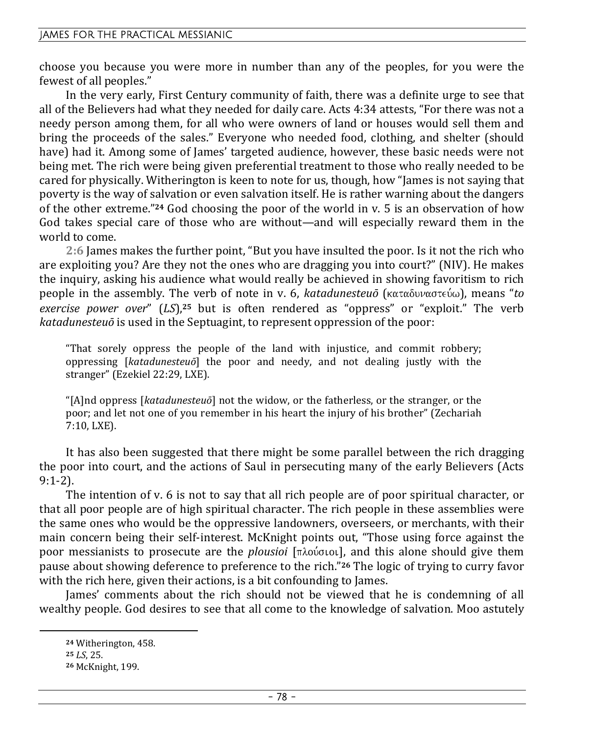choose you because you were more in number than any of the peoples, for you were the fewest of all peoples."

In the very early, First Century community of faith, there was a definite urge to see that all of the Believers had what they needed for daily care. Acts 4:34 attests, "For there was not a needy person among them, for all who were owners of land or houses would sell them and bring the proceeds of the sales." Everyone who needed food, clothing, and shelter (should have) had it. Among some of James' targeted audience, however, these basic needs were not being met. The rich were being given preferential treatment to those who really needed to be cared for physically. Witherington is keen to note for us, though, how "James is not saying that poverty is the way of salvation or even salvation itself. He is rather warning about the dangers of the other extreme."[24] God choosing the poor of the world in v. 5 is an observation of how God takes special care of those who are without—and will especially reward them in the world to come.

**2:6** James makes the further point, "But you have insulted the poor. Is it not the rich who are exploiting you? Are they not the ones who are dragging you into court?" (NIV). He makes the inquiry, asking his audience what would really be achieved in showing favoritism to rich people in the assembly. The verb of note in v. 6, *katadunesteuō* (καταδυναστεύω), means "*to exercise power over*" (*LS*),[25] but is often rendered as "oppress" or "exploit." The verb *katadunesteuō* is used in the Septuagint, to represent oppression of the poor:

> "That sorely oppress the people of the land with injustice, and commit robbery; oppressing [*katadunesteuō*] the poor and needy, and not dealing justly with the stranger" (Ezekiel 22:29, LXE).

> "[A]nd oppress [*katadunesteuō*] not the widow, or the fatherless, or the stranger, or the poor; and let not one of you remember in his heart the injury of his brother" (Zechariah 7:10, LXE).

It has also been suggested that there might be some parallel between the rich dragging the poor into court, and the actions of Saul in persecuting many of the early Believers (Acts 9:1-2).

The intention of v. 6 is not to say that all rich people are of poor spiritual character, or that all poor people are of high spiritual character. The rich people in these assemblies were the same ones who would be the oppressive landowners, overseers, or merchants, with their main concern being their self-interest. McKnight points out, "Those using force against the poor messianists to prosecute are the *plousioi* [πλούσιοι], and this alone should give them pause about showing deference to preference to the rich."[26] The logic of trying to curry favor with the rich here, given their actions, is a bit confounding to James.

James' comments about the rich should not be viewed that he is condemning of all wealthy people. God desires to see that all come to the knowledge of salvation. Moo astutely

---

[24] Witherington, 458.

[25] *LS*, 25.

[26] McKnight, 199.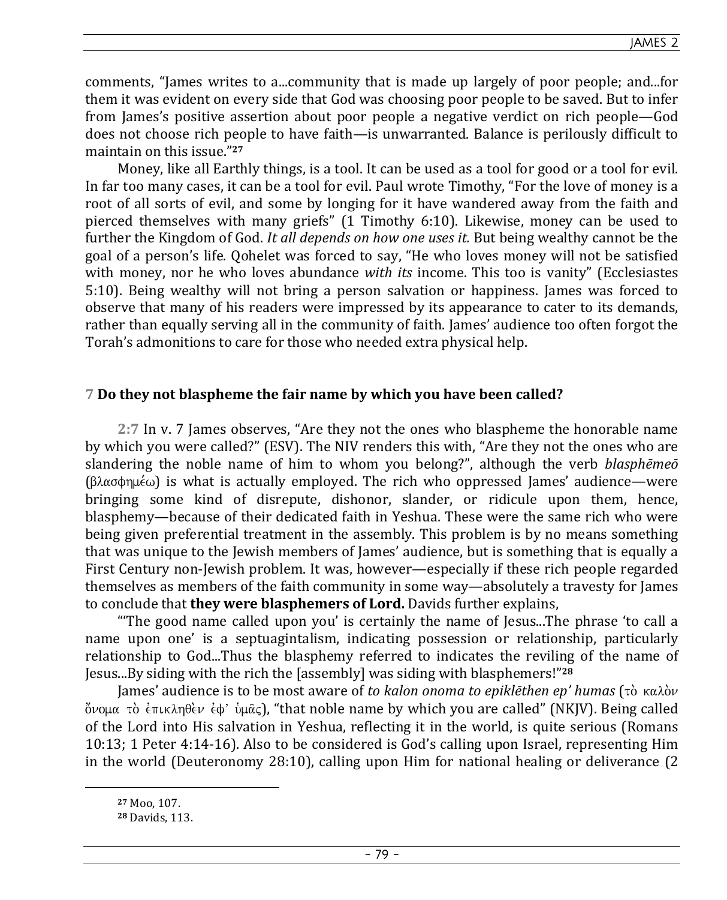comments, "James writes to a...community that is made up largely of poor people; and...for them it was evident on every side that God was choosing poor people to be saved. But to infer from James's positive assertion about poor people a negative verdict on rich people—God does not choose rich people to have faith—is unwarranted. Balance is perilously difficult to maintain on this issue."[27]

Money, like all Earthly things, is a tool. It can be used as a tool for good or a tool for evil. In far too many cases, it can be a tool for evil. Paul wrote Timothy, "For the love of money is a root of all sorts of evil, and some by longing for it have wandered away from the faith and pierced themselves with many griefs" (1 Timothy 6:10). Likewise, money can be used to further the Kingdom of God. *It all depends on how one uses it.* But being wealthy cannot be the goal of a person's life. Qohelet was forced to say, "He who loves money will not be satisfied with money, nor he who loves abundance *with its* income. This too is vanity" (Ecclesiastes 5:10). Being wealthy will not bring a person salvation or happiness. James was forced to observe that many of his readers were impressed by its appearance to cater to its demands, rather than equally serving all in the community of faith. James' audience too often forgot the Torah's admonitions to care for those who needed extra physical help.

### 7 Do they not blaspheme the fair name by which you have been called?

2:7 In v. 7 James observes, "Are they not the ones who blaspheme the honorable name by which you were called?" (ESV). The NIV renders this with, "Are they not the ones who are slandering the noble name of him to whom you belong?", although the verb *blasphēmeō* (βλασφημέω) is what is actually employed. The rich who oppressed James' audience—were bringing some kind of disrepute, dishonor, slander, or ridicule upon them, hence, blasphemy—because of their dedicated faith in Yeshua. These were the same rich who were being given preferential treatment in the assembly. This problem is by no means something that was unique to the Jewish members of James' audience, but is something that is equally a First Century non-Jewish problem. It was, however—especially if these rich people regarded themselves as members of the faith community in some way—absolutely a travesty for James to conclude that **they were blasphemers of Lord.** Davids further explains,

"'The good name called upon you' is certainly the name of Jesus...The phrase 'to call a name upon one' is a septuagintalism, indicating possession or relationship, particularly relationship to God...Thus the blasphemy referred to indicates the reviling of the name of Jesus...By siding with the rich the [assembly] was siding with blasphemers!"[28]

James' audience is to be most aware of *to kalon onoma to epiklēthen ep' humas* (τὸ καλὸν ὄνομα τὸ ἐπικληθὲν ἐφ' ὑμᾶς), "that noble name by which you are called" (NKJV). Being called of the Lord into His salvation in Yeshua, reflecting it in the world, is quite serious (Romans 10:13; 1 Peter 4:14-16). Also to be considered is God's calling upon Israel, representing Him in the world (Deuteronomy 28:10), calling upon Him for national healing or deliverance (2

---

[27] Moo, 107.

[28] Davids, 113.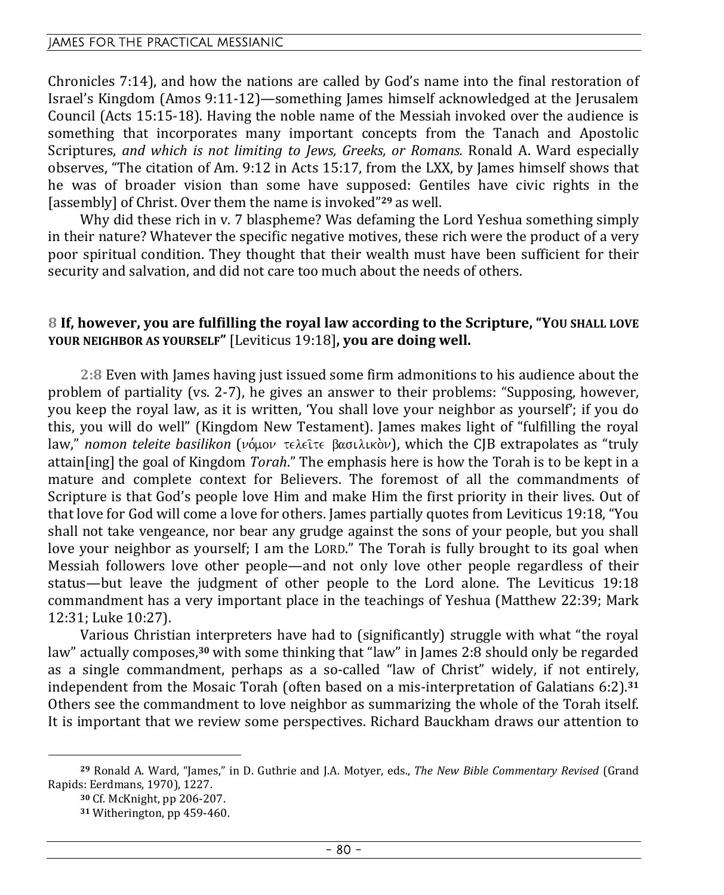Chronicles 7:14), and how the nations are called by God's name into the final restoration of Israel's Kingdom (Amos 9:11-12)—something James himself acknowledged at the Jerusalem Council (Acts 15:15-18). Having the noble name of the Messiah invoked over the audience is something that incorporates many important concepts from the Tanach and Apostolic Scriptures, *and which is not limiting to Jews, Greeks, or Romans.* Ronald A. Ward especially observes, "The citation of Am. 9:12 in Acts 15:17, from the LXX, by James himself shows that he was of broader vision than some have supposed: Gentiles have civic rights in the [assembly] of Christ. Over them the name is invoked"[29] as well.

Why did these rich in v. 7 blaspheme? Was defaming the Lord Yeshua something simply in their nature? Whatever the specific negative motives, these rich were the product of a very poor spiritual condition. They thought that their wealth must have been sufficient for their security and salvation, and did not care too much about the needs of others.

**8 If, however, you are fulfilling the royal law according to the Scripture, "YOU SHALL LOVE YOUR NEIGHBOR AS YOURSELF"** [Leviticus 19:18]**, you are doing well.**

**2:8** Even with James having just issued some firm admonitions to his audience about the problem of partiality (vs. 2-7), he gives an answer to their problems: "Supposing, however, you keep the royal law, as it is written, 'You shall love your neighbor as yourself'; if you do this, you will do well" (Kingdom New Testament). James makes light of "fulfilling the royal law," *nomon teleite basilikon* (νόμον τελεῖτε βασιλικὸν), which the CJB extrapolates as "truly attain[ing] the goal of Kingdom *Torah*." The emphasis here is how the Torah is to be kept in a mature and complete context for Believers. The foremost of all the commandments of Scripture is that God's people love Him and make Him the first priority in their lives. Out of that love for God will come a love for others. James partially quotes from Leviticus 19:18, "You shall not take vengeance, nor bear any grudge against the sons of your people, but you shall love your neighbor as yourself; I am the LORD." The Torah is fully brought to its goal when Messiah followers love other people—and not only love other people regardless of their status—but leave the judgment of other people to the Lord alone. The Leviticus 19:18 commandment has a very important place in the teachings of Yeshua (Matthew 22:39; Mark 12:31; Luke 10:27).

Various Christian interpreters have had to (significantly) struggle with what "the royal law" actually composes,[30] with some thinking that "law" in James 2:8 should only be regarded as a single commandment, perhaps as a so-called "law of Christ" widely, if not entirely, independent from the Mosaic Torah (often based on a mis-interpretation of Galatians 6:2).[31] Others see the commandment to love neighbor as summarizing the whole of the Torah itself. It is important that we review some perspectives. Richard Bauckham draws our attention to

---

[29] Ronald A. Ward, "James," in D. Guthrie and J.A. Motyer, eds., *The New Bible Commentary Revised* (Grand Rapids: Eerdmans, 1970), 1227.

[30] Cf. McKnight, pp 206-207.

[31] Witherington, pp 459-460.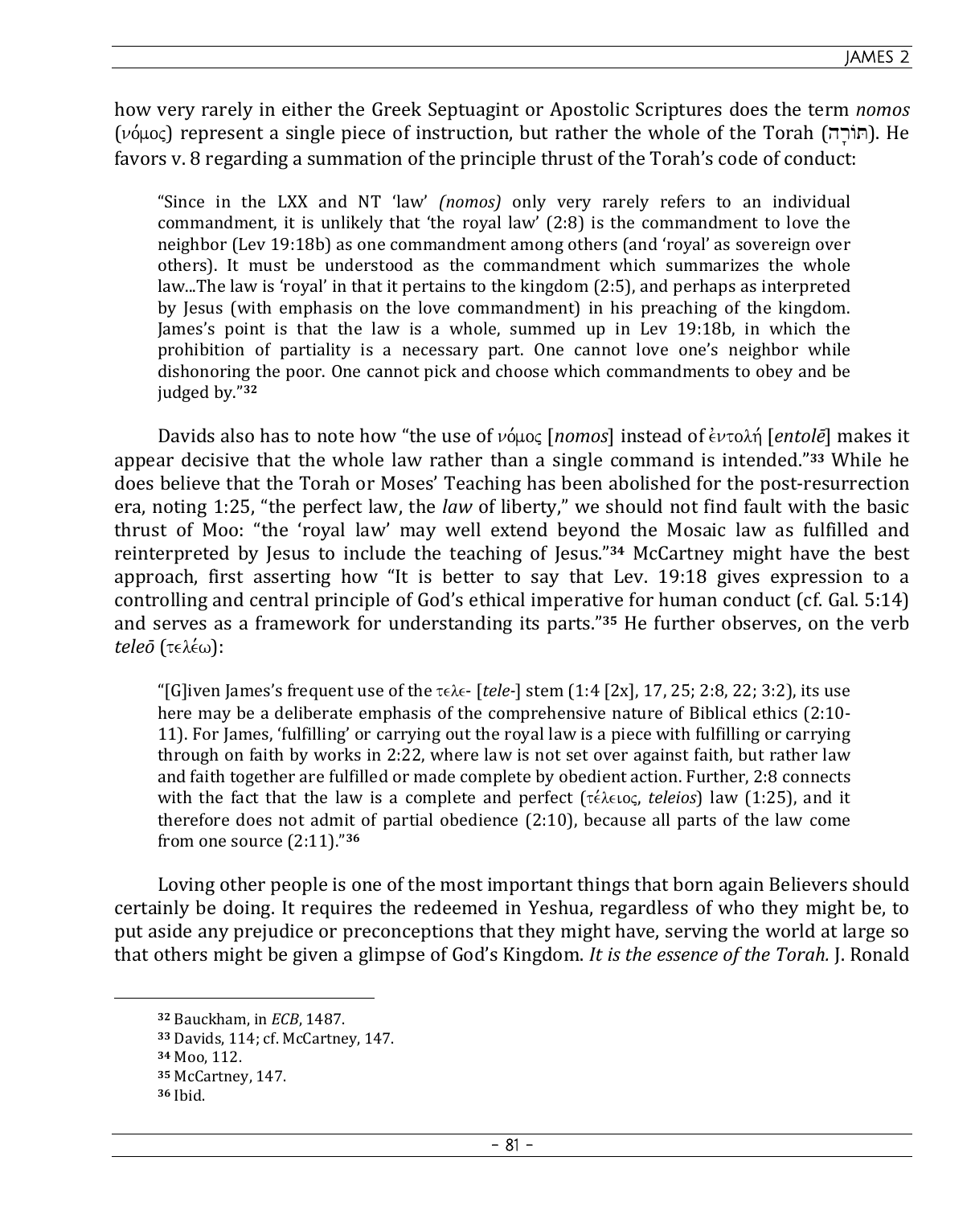how very rarely in either the Greek Septuagint or Apostolic Scriptures does the term *nomos* (νόμος) represent a single piece of instruction, but rather the whole of the Torah (תּוֹרָה). He favors v. 8 regarding a summation of the principle thrust of the Torah's code of conduct:

> "Since in the LXX and NT 'law' *(nomos)* only very rarely refers to an individual commandment, it is unlikely that 'the royal law' (2:8) is the commandment to love the neighbor (Lev 19:18b) as one commandment among others (and 'royal' as sovereign over others). It must be understood as the commandment which summarizes the whole law...The law is 'royal' in that it pertains to the kingdom (2:5), and perhaps as interpreted by Jesus (with emphasis on the love commandment) in his preaching of the kingdom. James's point is that the law is a whole, summed up in Lev 19:18b, in which the prohibition of partiality is a necessary part. One cannot love one's neighbor while dishonoring the poor. One cannot pick and choose which commandments to obey and be judged by."[32]

Davids also has to note how "the use of νόμος [*nomos*] instead of ἐντολή [*entolē*] makes it appear decisive that the whole law rather than a single command is intended."[33] While he does believe that the Torah or Moses' Teaching has been abolished for the post-resurrection era, noting 1:25, "the perfect law, the *law* of liberty," we should not find fault with the basic thrust of Moo: "the 'royal law' may well extend beyond the Mosaic law as fulfilled and reinterpreted by Jesus to include the teaching of Jesus."[34] McCartney might have the best approach, first asserting how "It is better to say that Lev. 19:18 gives expression to a controlling and central principle of God's ethical imperative for human conduct (cf. Gal. 5:14) and serves as a framework for understanding its parts."[35] He further observes, on the verb *teleō* (τελέω):

> "[G]iven James's frequent use of the τελε- [*tele-*] stem (1:4 [2x], 17, 25; 2:8, 22; 3:2), its use here may be a deliberate emphasis of the comprehensive nature of Biblical ethics (2:10-11). For James, 'fulfilling' or carrying out the royal law is a piece with fulfilling or carrying through on faith by works in 2:22, where law is not set over against faith, but rather law and faith together are fulfilled or made complete by obedient action. Further, 2:8 connects with the fact that the law is a complete and perfect (τέλειος, *teleios*) law (1:25), and it therefore does not admit of partial obedience (2:10), because all parts of the law come from one source (2:11)."[36]

Loving other people is one of the most important things that born again Believers should certainly be doing. It requires the redeemed in Yeshua, regardless of who they might be, to put aside any prejudice or preconceptions that they might have, serving the world at large so that others might be given a glimpse of God's Kingdom. *It is the essence of the Torah.* J. Ronald

---

[32] Bauckham, in *ECB*, 1487.
[33] Davids, 114; cf. McCartney, 147.
[34] Moo, 112.
[35] McCartney, 147.
[36] Ibid.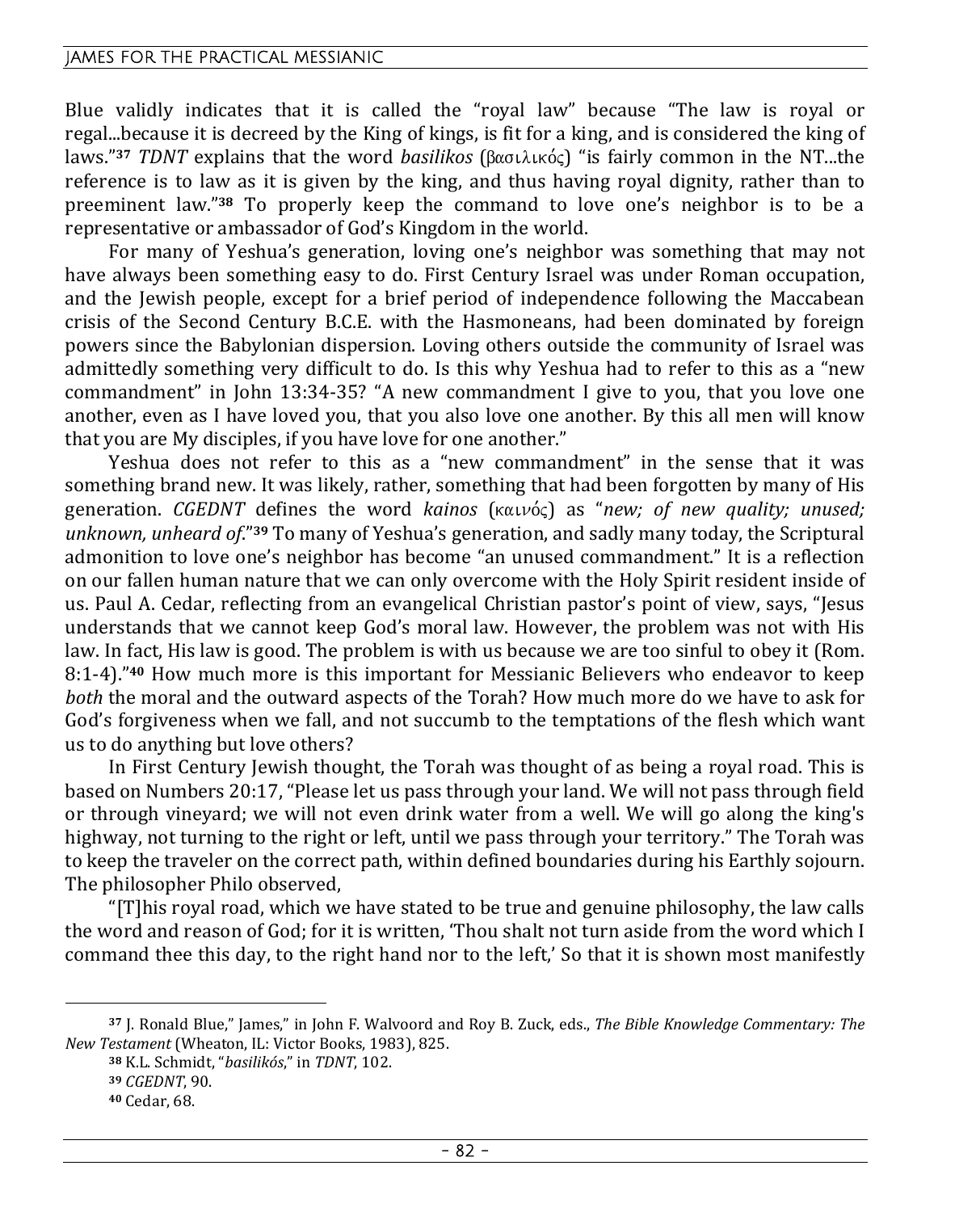Blue validly indicates that it is called the "royal law" because "The law is royal or regal...because it is decreed by the King of kings, is fit for a king, and is considered the king of laws."[37] *TDNT* explains that the word *basilikos* (βασιλικός) "is fairly common in the NT...the reference is to law as it is given by the king, and thus having royal dignity, rather than to preeminent law."[38] To properly keep the command to love one's neighbor is to be a representative or ambassador of God's Kingdom in the world.

For many of Yeshua's generation, loving one's neighbor was something that may not have always been something easy to do. First Century Israel was under Roman occupation, and the Jewish people, except for a brief period of independence following the Maccabean crisis of the Second Century B.C.E. with the Hasmoneans, had been dominated by foreign powers since the Babylonian dispersion. Loving others outside the community of Israel was admittedly something very difficult to do. Is this why Yeshua had to refer to this as a "new commandment" in John 13:34-35? "A new commandment I give to you, that you love one another, even as I have loved you, that you also love one another. By this all men will know that you are My disciples, if you have love for one another."

Yeshua does not refer to this as a "new commandment" in the sense that it was something brand new. It was likely, rather, something that had been forgotten by many of His generation. *CGEDNT* defines the word *kainos* (καινός) as "*new; of new quality; unused; unknown, unheard of*."[39] To many of Yeshua's generation, and sadly many today, the Scriptural admonition to love one's neighbor has become "an unused commandment." It is a reflection on our fallen human nature that we can only overcome with the Holy Spirit resident inside of us. Paul A. Cedar, reflecting from an evangelical Christian pastor's point of view, says, "Jesus understands that we cannot keep God's moral law. However, the problem was not with His law. In fact, His law is good. The problem is with us because we are too sinful to obey it (Rom. 8:1-4)."[40] How much more is this important for Messianic Believers who endeavor to keep *both* the moral and the outward aspects of the Torah? How much more do we have to ask for God's forgiveness when we fall, and not succumb to the temptations of the flesh which want us to do anything but love others?

In First Century Jewish thought, the Torah was thought of as being a royal road. This is based on Numbers 20:17, "Please let us pass through your land. We will not pass through field or through vineyard; we will not even drink water from a well. We will go along the king's highway, not turning to the right or left, until we pass through your territory." The Torah was to keep the traveler on the correct path, within defined boundaries during his Earthly sojourn. The philosopher Philo observed,

"[T]his royal road, which we have stated to be true and genuine philosophy, the law calls the word and reason of God; for it is written, 'Thou shalt not turn aside from the word which I command thee this day, to the right hand nor to the left,' So that it is shown most manifestly

---

[37] J. Ronald Blue," James," in John F. Walvoord and Roy B. Zuck, eds., *The Bible Knowledge Commentary: The New Testament* (Wheaton, IL: Victor Books, 1983), 825.

[38] K.L. Schmidt, "*basilikós*," in *TDNT*, 102.

[39] *CGEDNT*, 90.

[40] Cedar, 68.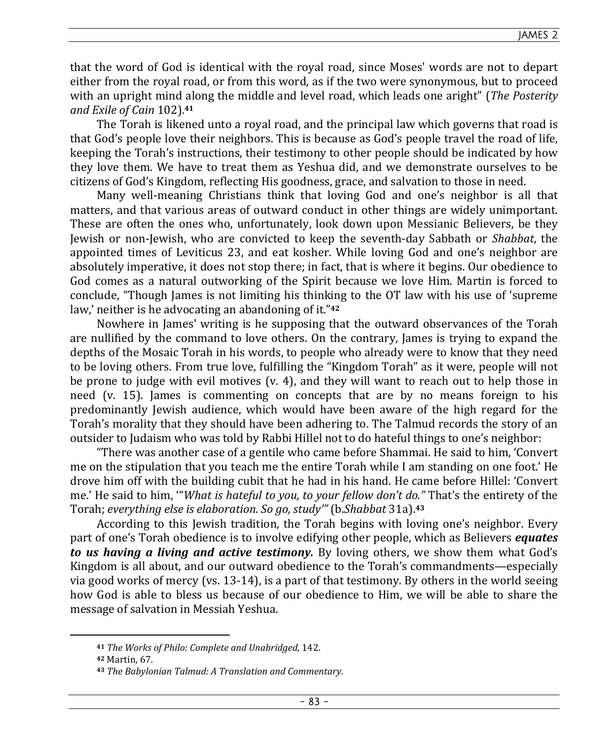that the word of God is identical with the royal road, since Moses' words are not to depart either from the royal road, or from this word, as if the two were synonymous, but to proceed with an upright mind along the middle and level road, which leads one aright" (*The Posterity and Exile of Cain* 102).[41]

The Torah is likened unto a royal road, and the principal law which governs that road is that God's people love their neighbors. This is because as God's people travel the road of life, keeping the Torah's instructions, their testimony to other people should be indicated by how they love them. We have to treat them as Yeshua did, and we demonstrate ourselves to be citizens of God's Kingdom, reflecting His goodness, grace, and salvation to those in need.

Many well-meaning Christians think that loving God and one's neighbor is all that matters, and that various areas of outward conduct in other things are widely unimportant. These are often the ones who, unfortunately, look down upon Messianic Believers, be they Jewish or non-Jewish, who are convicted to keep the seventh-day Sabbath or *Shabbat*, the appointed times of Leviticus 23, and eat kosher. While loving God and one's neighbor are absolutely imperative, it does not stop there; in fact, that is where it begins. Our obedience to God comes as a natural outworking of the Spirit because we love Him. Martin is forced to conclude, "Though James is not limiting his thinking to the OT law with his use of 'supreme law,' neither is he advocating an abandoning of it."[42]

Nowhere in James' writing is he supposing that the outward observances of the Torah are nullified by the command to love others. On the contrary, James is trying to expand the depths of the Mosaic Torah in his words, to people who already were to know that they need to be loving others. From true love, fulfilling the "Kingdom Torah" as it were, people will not be prone to judge with evil motives (v. 4), and they will want to reach out to help those in need (v. 15). James is commenting on concepts that are by no means foreign to his predominantly Jewish audience, which would have been aware of the high regard for the Torah's morality that they should have been adhering to. The Talmud records the story of an outsider to Judaism who was told by Rabbi Hillel not to do hateful things to one's neighbor:

"There was another case of a gentile who came before Shammai. He said to him, 'Convert me on the stipulation that you teach me the entire Torah while I am standing on one foot.' He drove him off with the building cubit that he had in his hand. He came before Hillel: 'Convert me.' He said to him, '"*What is hateful to you, to your fellow don't do."* That's the entirety of the Torah; *everything else is elaboration. So go, study*'" (b.*Shabbat* 31a).[43]

According to this Jewish tradition, the Torah begins with loving one's neighbor. Every part of one's Torah obedience is to involve edifying other people, which as Believers ***equates to us having a living and active testimony.*** By loving others, we show them what God's Kingdom is all about, and our outward obedience to the Torah's commandments—especially via good works of mercy (vs. 13-14), is a part of that testimony. By others in the world seeing how God is able to bless us because of our obedience to Him, we will be able to share the message of salvation in Messiah Yeshua.

---

[41] *The Works of Philo: Complete and Unabridged*, 142.

[42] Martin, 67.

[43] *The Babylonian Talmud: A Translation and Commentary.*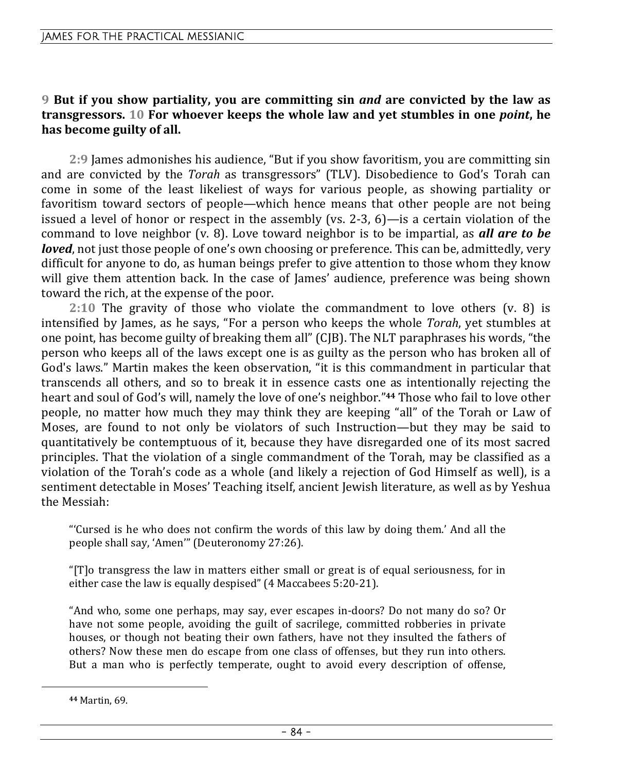**9 But if you show partiality, you are committing sin *and* are convicted by the law as transgressors. 10 For whoever keeps the whole law and yet stumbles in one *point*, he has become guilty of all.**

**2:9** James admonishes his audience, "But if you show favoritism, you are committing sin and are convicted by the *Torah* as transgressors" (TLV). Disobedience to God's Torah can come in some of the least likeliest of ways for various people, as showing partiality or favoritism toward sectors of people—which hence means that other people are not being issued a level of honor or respect in the assembly (vs. 2-3, 6)—is a certain violation of the command to love neighbor (v. 8). Love toward neighbor is to be impartial, as ***all are to be loved***, not just those people of one's own choosing or preference. This can be, admittedly, very difficult for anyone to do, as human beings prefer to give attention to those whom they know will give them attention back. In the case of James' audience, preference was being shown toward the rich, at the expense of the poor.

**2:10** The gravity of those who violate the commandment to love others (v. 8) is intensified by James, as he says, "For a person who keeps the whole *Torah*, yet stumbles at one point, has become guilty of breaking them all" (CJB). The NLT paraphrases his words, "the person who keeps all of the laws except one is as guilty as the person who has broken all of God's laws." Martin makes the keen observation, "it is this commandment in particular that transcends all others, and so to break it in essence casts one as intentionally rejecting the heart and soul of God's will, namely the love of one's neighbor."[44] Those who fail to love other people, no matter how much they may think they are keeping "all" of the Torah or Law of Moses, are found to not only be violators of such Instruction—but they may be said to quantitatively be contemptuous of it, because they have disregarded one of its most sacred principles. That the violation of a single commandment of the Torah, may be classified as a violation of the Torah's code as a whole (and likely a rejection of God Himself as well), is a sentiment detectable in Moses' Teaching itself, ancient Jewish literature, as well as by Yeshua the Messiah:

> "'Cursed is he who does not confirm the words of this law by doing them.' And all the people shall say, 'Amen'" (Deuteronomy 27:26).
>
> "[T]o transgress the law in matters either small or great is of equal seriousness, for in either case the law is equally despised" (4 Maccabees 5:20-21).
>
> "And who, some one perhaps, may say, ever escapes in-doors? Do not many do so? Or have not some people, avoiding the guilt of sacrilege, committed robberies in private houses, or though not beating their own fathers, have not they insulted the fathers of others? Now these men do escape from one class of offenses, but they run into others. But a man who is perfectly temperate, ought to avoid every description of offense,

---

[44] Martin, 69.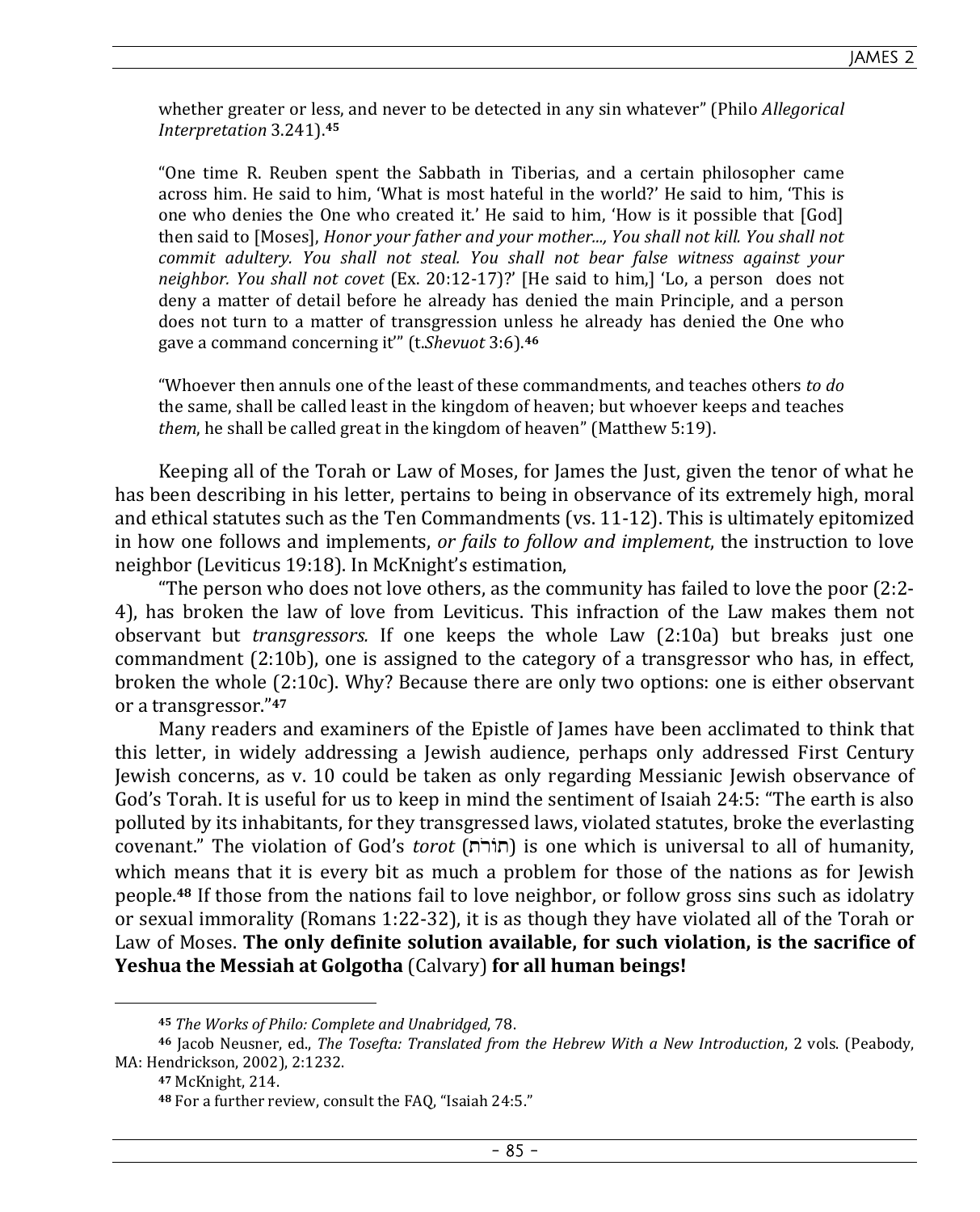> whether greater or less, and never to be detected in any sin whatever" (Philo *Allegorical Interpretation* 3.241).[45]

> "One time R. Reuben spent the Sabbath in Tiberias, and a certain philosopher came across him. He said to him, 'What is most hateful in the world?' He said to him, 'This is one who denies the One who created it.' He said to him, 'How is it possible that [God] then said to [Moses], *Honor your father and your mother..., You shall not kill. You shall not commit adultery. You shall not steal. You shall not bear false witness against your neighbor. You shall not covet* (Ex. 20:12-17)?' [He said to him,] 'Lo, a person does not deny a matter of detail before he already has denied the main Principle, and a person does not turn to a matter of transgression unless he already has denied the One who gave a command concerning it'" (t.*Shevuot* 3:6).[46]

> "Whoever then annuls one of the least of these commandments, and teaches others *to do* the same, shall be called least in the kingdom of heaven; but whoever keeps and teaches *them*, he shall be called great in the kingdom of heaven" (Matthew 5:19).

Keeping all of the Torah or Law of Moses, for James the Just, given the tenor of what he has been describing in his letter, pertains to being in observance of its extremely high, moral and ethical statutes such as the Ten Commandments (vs. 11-12). This is ultimately epitomized in how one follows and implements, *or fails to follow and implement*, the instruction to love neighbor (Leviticus 19:18). In McKnight's estimation,

"The person who does not love others, as the community has failed to love the poor (2:2-4), has broken the law of love from Leviticus. This infraction of the Law makes them not observant but *transgressors.* If one keeps the whole Law (2:10a) but breaks just one commandment (2:10b), one is assigned to the category of a transgressor who has, in effect, broken the whole (2:10c). Why? Because there are only two options: one is either observant or a transgressor."[47]

Many readers and examiners of the Epistle of James have been acclimated to think that this letter, in widely addressing a Jewish audience, perhaps only addressed First Century Jewish concerns, as v. 10 could be taken as only regarding Messianic Jewish observance of God's Torah. It is useful for us to keep in mind the sentiment of Isaiah 24:5: "The earth is also polluted by its inhabitants, for they transgressed laws, violated statutes, broke the everlasting covenant." The violation of God's *torot* (תּוֹרֹת) is one which is universal to all of humanity, which means that it is every bit as much a problem for those of the nations as for Jewish people.[48] If those from the nations fail to love neighbor, or follow gross sins such as idolatry or sexual immorality (Romans 1:22-32), it is as though they have violated all of the Torah or Law of Moses. **The only definite solution available, for such violation, is the sacrifice of Yeshua the Messiah at Golgotha** (Calvary) **for all human beings!**

---

[45] *The Works of Philo: Complete and Unabridged*, 78.

[46] Jacob Neusner, ed., *The Tosefta: Translated from the Hebrew With a New Introduction*, 2 vols. (Peabody, MA: Hendrickson, 2002), 2:1232.

[47] McKnight, 214.

[48] For a further review, consult the FAQ, "Isaiah 24:5."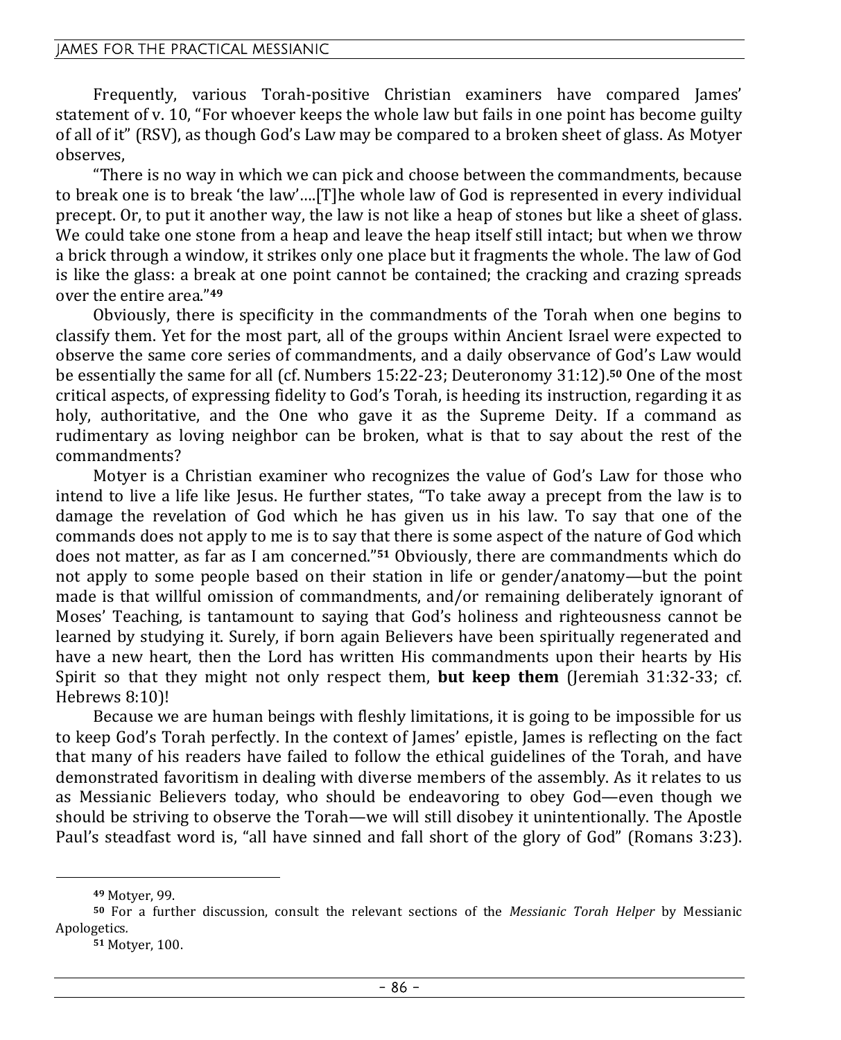Frequently, various Torah-positive Christian examiners have compared James' statement of v. 10, "For whoever keeps the whole law but fails in one point has become guilty of all of it" (RSV), as though God's Law may be compared to a broken sheet of glass. As Motyer observes,

"There is no way in which we can pick and choose between the commandments, because to break one is to break 'the law'....[T]he whole law of God is represented in every individual precept. Or, to put it another way, the law is not like a heap of stones but like a sheet of glass. We could take one stone from a heap and leave the heap itself still intact; but when we throw a brick through a window, it strikes only one place but it fragments the whole. The law of God is like the glass: a break at one point cannot be contained; the cracking and crazing spreads over the entire area."[49]

Obviously, there is specificity in the commandments of the Torah when one begins to classify them. Yet for the most part, all of the groups within Ancient Israel were expected to observe the same core series of commandments, and a daily observance of God's Law would be essentially the same for all (cf. Numbers 15:22-23; Deuteronomy 31:12).[50] One of the most critical aspects, of expressing fidelity to God's Torah, is heeding its instruction, regarding it as holy, authoritative, and the One who gave it as the Supreme Deity. If a command as rudimentary as loving neighbor can be broken, what is that to say about the rest of the commandments?

Motyer is a Christian examiner who recognizes the value of God's Law for those who intend to live a life like Jesus. He further states, "To take away a precept from the law is to damage the revelation of God which he has given us in his law. To say that one of the commands does not apply to me is to say that there is some aspect of the nature of God which does not matter, as far as I am concerned."[51] Obviously, there are commandments which do not apply to some people based on their station in life or gender/anatomy—but the point made is that willful omission of commandments, and/or remaining deliberately ignorant of Moses' Teaching, is tantamount to saying that God's holiness and righteousness cannot be learned by studying it. Surely, if born again Believers have been spiritually regenerated and have a new heart, then the Lord has written His commandments upon their hearts by His Spirit so that they might not only respect them, **but keep them** (Jeremiah 31:32-33; cf. Hebrews 8:10)!

Because we are human beings with fleshly limitations, it is going to be impossible for us to keep God's Torah perfectly. In the context of James' epistle, James is reflecting on the fact that many of his readers have failed to follow the ethical guidelines of the Torah, and have demonstrated favoritism in dealing with diverse members of the assembly. As it relates to us as Messianic Believers today, who should be endeavoring to obey God—even though we should be striving to observe the Torah—we will still disobey it unintentionally. The Apostle Paul's steadfast word is, "all have sinned and fall short of the glory of God" (Romans 3:23).

---

[49] Motyer, 99.

[50] For a further discussion, consult the relevant sections of the *Messianic Torah Helper* by Messianic Apologetics.

[51] Motyer, 100.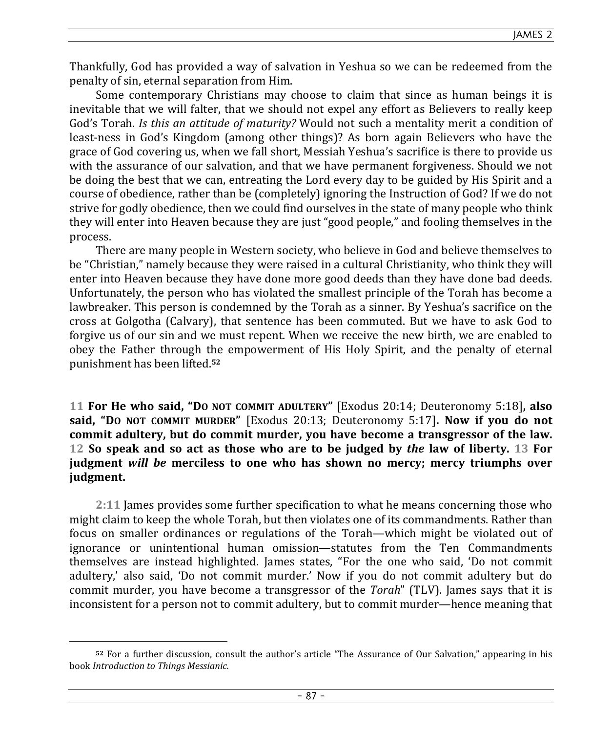Thankfully, God has provided a way of salvation in Yeshua so we can be redeemed from the penalty of sin, eternal separation from Him.

Some contemporary Christians may choose to claim that since as human beings it is inevitable that we will falter, that we should not expel any effort as Believers to really keep God's Torah. *Is this an attitude of maturity?* Would not such a mentality merit a condition of least-ness in God's Kingdom (among other things)? As born again Believers who have the grace of God covering us, when we fall short, Messiah Yeshua's sacrifice is there to provide us with the assurance of our salvation, and that we have permanent forgiveness. Should we not be doing the best that we can, entreating the Lord every day to be guided by His Spirit and a course of obedience, rather than be (completely) ignoring the Instruction of God? If we do not strive for godly obedience, then we could find ourselves in the state of many people who think they will enter into Heaven because they are just "good people," and fooling themselves in the process.

There are many people in Western society, who believe in God and believe themselves to be "Christian," namely because they were raised in a cultural Christianity, who think they will enter into Heaven because they have done more good deeds than they have done bad deeds. Unfortunately, the person who has violated the smallest principle of the Torah has become a lawbreaker. This person is condemned by the Torah as a sinner. By Yeshua's sacrifice on the cross at Golgotha (Calvary), that sentence has been commuted. But we have to ask God to forgive us of our sin and we must repent. When we receive the new birth, we are enabled to obey the Father through the empowerment of His Holy Spirit, and the penalty of eternal punishment has been lifted.[52]

**11 For He who said, "DO NOT COMMIT ADULTERY"** [Exodus 20:14; Deuteronomy 5:18]**, also said, "DO NOT COMMIT MURDER"** [Exodus 20:13; Deuteronomy 5:17]**. Now if you do not commit adultery, but do commit murder, you have become a transgressor of the law. 12 So speak and so act as those who are to be judged by *the* law of liberty. 13 For judgment *will be* merciless to one who has shown no mercy; mercy triumphs over judgment.**

**2:11** James provides some further specification to what he means concerning those who might claim to keep the whole Torah, but then violates one of its commandments. Rather than focus on smaller ordinances or regulations of the Torah—which might be violated out of ignorance or unintentional human omission—statutes from the Ten Commandments themselves are instead highlighted. James states, "For the one who said, 'Do not commit adultery,' also said, 'Do not commit murder.' Now if you do not commit adultery but do commit murder, you have become a transgressor of the *Torah*" (TLV). James says that it is inconsistent for a person not to commit adultery, but to commit murder—hence meaning that

---

[52] For a further discussion, consult the author's article "The Assurance of Our Salvation," appearing in his book *Introduction to Things Messianic.*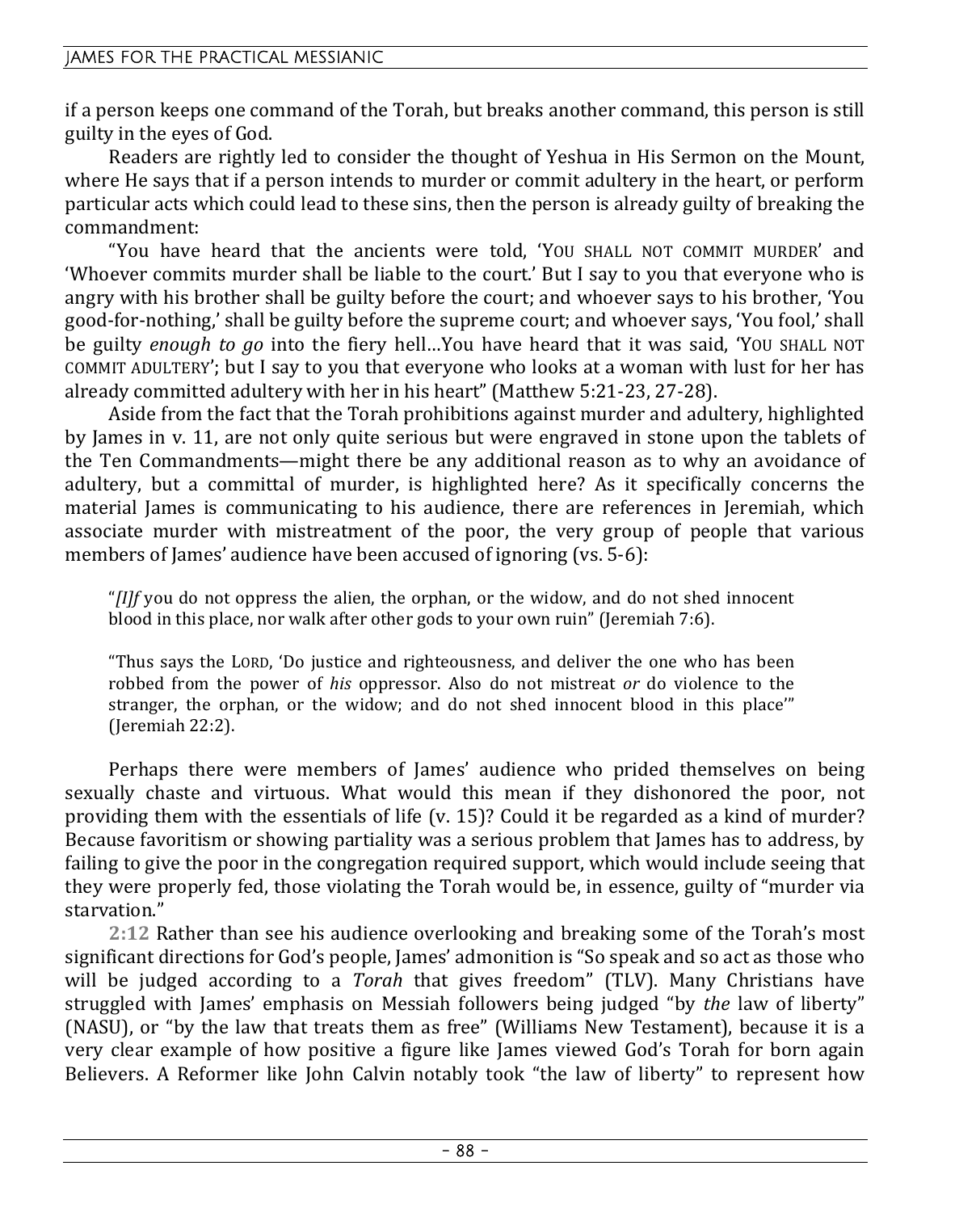if a person keeps one command of the Torah, but breaks another command, this person is still guilty in the eyes of God.

Readers are rightly led to consider the thought of Yeshua in His Sermon on the Mount, where He says that if a person intends to murder or commit adultery in the heart, or perform particular acts which could lead to these sins, then the person is already guilty of breaking the commandment:

"You have heard that the ancients were told, 'YOU SHALL NOT COMMIT MURDER' and 'Whoever commits murder shall be liable to the court.' But I say to you that everyone who is angry with his brother shall be guilty before the court; and whoever says to his brother, 'You good-for-nothing,' shall be guilty before the supreme court; and whoever says, 'You fool,' shall be guilty *enough to go* into the fiery hell…You have heard that it was said, 'YOU SHALL NOT COMMIT ADULTERY'; but I say to you that everyone who looks at a woman with lust for her has already committed adultery with her in his heart" (Matthew 5:21-23, 27-28).

Aside from the fact that the Torah prohibitions against murder and adultery, highlighted by James in v. 11, are not only quite serious but were engraved in stone upon the tablets of the Ten Commandments—might there be any additional reason as to why an avoidance of adultery, but a committal of murder, is highlighted here? As it specifically concerns the material James is communicating to his audience, there are references in Jeremiah, which associate murder with mistreatment of the poor, the very group of people that various members of James' audience have been accused of ignoring (vs. 5-6):

> "*[I]f* you do not oppress the alien, the orphan, or the widow, and do not shed innocent blood in this place, nor walk after other gods to your own ruin" (Jeremiah 7:6).

> "Thus says the LORD, 'Do justice and righteousness, and deliver the one who has been robbed from the power of *his* oppressor. Also do not mistreat *or* do violence to the stranger, the orphan, or the widow; and do not shed innocent blood in this place'" (Jeremiah 22:2).

Perhaps there were members of James' audience who prided themselves on being sexually chaste and virtuous. What would this mean if they dishonored the poor, not providing them with the essentials of life (v. 15)? Could it be regarded as a kind of murder? Because favoritism or showing partiality was a serious problem that James has to address, by failing to give the poor in the congregation required support, which would include seeing that they were properly fed, those violating the Torah would be, in essence, guilty of "murder via starvation."

**2:12** Rather than see his audience overlooking and breaking some of the Torah's most significant directions for God's people, James' admonition is "So speak and so act as those who will be judged according to a *Torah* that gives freedom" (TLV). Many Christians have struggled with James' emphasis on Messiah followers being judged "by *the* law of liberty" (NASU), or "by the law that treats them as free" (Williams New Testament), because it is a very clear example of how positive a figure like James viewed God's Torah for born again Believers. A Reformer like John Calvin notably took "the law of liberty" to represent how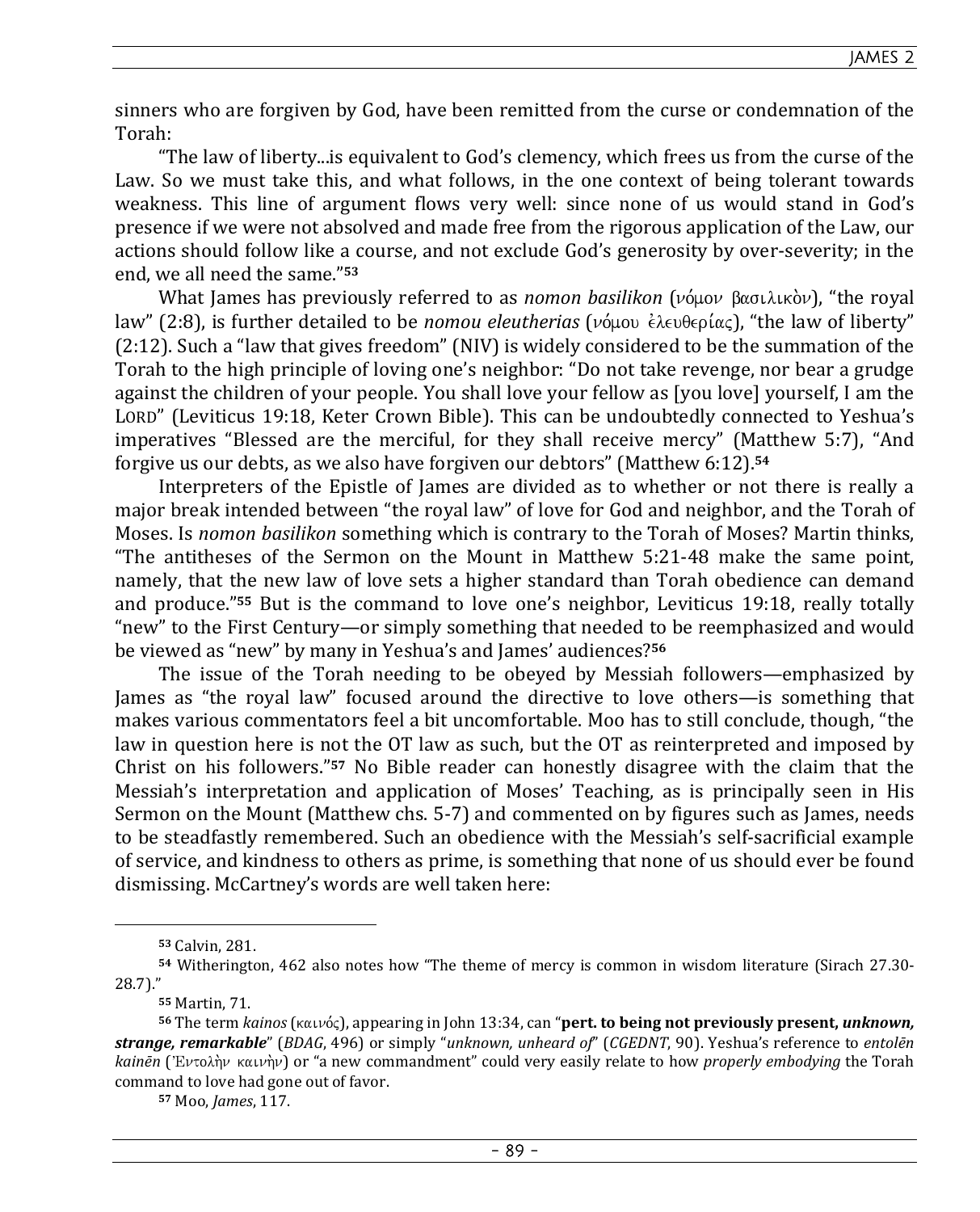sinners who are forgiven by God, have been remitted from the curse or condemnation of the Torah:

"The law of liberty...is equivalent to God's clemency, which frees us from the curse of the Law. So we must take this, and what follows, in the one context of being tolerant towards weakness. This line of argument flows very well: since none of us would stand in God's presence if we were not absolved and made free from the rigorous application of the Law, our actions should follow like a course, and not exclude God's generosity by over-severity; in the end, we all need the same."[53]

What James has previously referred to as *nomon basilikon* (νόμον βασιλικὸν), "the royal law" (2:8), is further detailed to be *nomou eleutherias* (νόμου ἐλευθερίας), "the law of liberty" (2:12). Such a "law that gives freedom" (NIV) is widely considered to be the summation of the Torah to the high principle of loving one's neighbor: "Do not take revenge, nor bear a grudge against the children of your people. You shall love your fellow as [you love] yourself, I am the LORD" (Leviticus 19:18, Keter Crown Bible). This can be undoubtedly connected to Yeshua's imperatives "Blessed are the merciful, for they shall receive mercy" (Matthew 5:7), "And forgive us our debts, as we also have forgiven our debtors" (Matthew 6:12).[54]

Interpreters of the Epistle of James are divided as to whether or not there is really a major break intended between "the royal law" of love for God and neighbor, and the Torah of Moses. Is *nomon basilikon* something which is contrary to the Torah of Moses? Martin thinks, "The antitheses of the Sermon on the Mount in Matthew 5:21-48 make the same point, namely, that the new law of love sets a higher standard than Torah obedience can demand and produce."[55] But is the command to love one's neighbor, Leviticus 19:18, really totally "new" to the First Century—or simply something that needed to be reemphasized and would be viewed as "new" by many in Yeshua's and James' audiences?[56]

The issue of the Torah needing to be obeyed by Messiah followers—emphasized by James as "the royal law" focused around the directive to love others—is something that makes various commentators feel a bit uncomfortable. Moo has to still conclude, though, "the law in question here is not the OT law as such, but the OT as reinterpreted and imposed by Christ on his followers."[57] No Bible reader can honestly disagree with the claim that the Messiah's interpretation and application of Moses' Teaching, as is principally seen in His Sermon on the Mount (Matthew chs. 5-7) and commented on by figures such as James, needs to be steadfastly remembered. Such an obedience with the Messiah's self-sacrificial example of service, and kindness to others as prime, is something that none of us should ever be found dismissing. McCartney's words are well taken here:

---

[53] Calvin, 281.

[54] Witherington, 462 also notes how "The theme of mercy is common in wisdom literature (Sirach 27.30-28.7)."

[55] Martin, 71.

[56] The term *kainos* (καινός), appearing in John 13:34, can "**pert. to being not previously present, *unknown, strange, remarkable***" (*BDAG*, 496) or simply "*unknown, unheard of*" (*CGEDNT*, 90). Yeshua's reference to *entolēn kainēn* (Ἐντολὴν καινὴν) or "a new commandment" could very easily relate to how *properly embodying* the Torah command to love had gone out of favor.

[57] Moo, *James*, 117.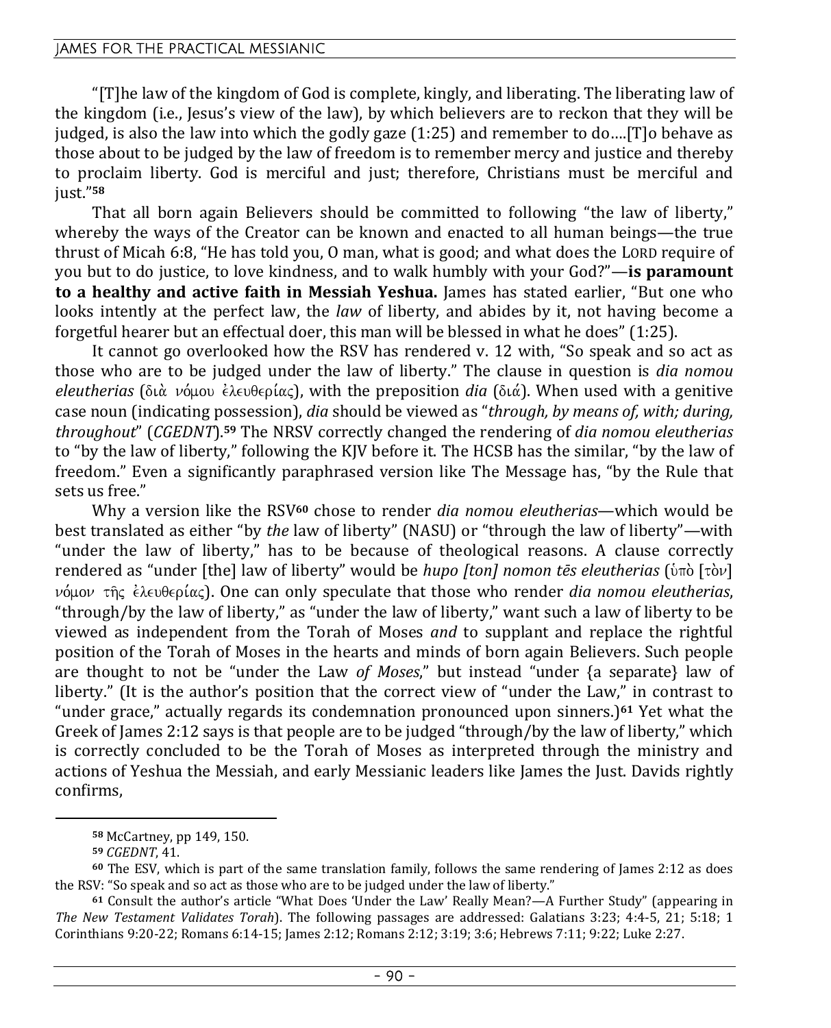"[T]he law of the kingdom of God is complete, kingly, and liberating. The liberating law of the kingdom (i.e., Jesus's view of the law), by which believers are to reckon that they will be judged, is also the law into which the godly gaze (1:25) and remember to do....[T]o behave as those about to be judged by the law of freedom is to remember mercy and justice and thereby to proclaim liberty. God is merciful and just; therefore, Christians must be merciful and just."[58]

That all born again Believers should be committed to following "the law of liberty," whereby the ways of the Creator can be known and enacted to all human beings—the true thrust of Micah 6:8, "He has told you, O man, what is good; and what does the LORD require of you but to do justice, to love kindness, and to walk humbly with your God?"—**is paramount to a healthy and active faith in Messiah Yeshua.** James has stated earlier, "But one who looks intently at the perfect law, the *law* of liberty, and abides by it, not having become a forgetful hearer but an effectual doer, this man will be blessed in what he does" (1:25).

It cannot go overlooked how the RSV has rendered v. 12 with, "So speak and so act as those who are to be judged under the law of liberty." The clause in question is *dia nomou eleutherias* (διὰ νόμου ἐλευθερίας), with the preposition *dia* (διά). When used with a genitive case noun (indicating possession), *dia* should be viewed as "*through, by means of, with; during, throughout*" (*CGEDNT*).[59] The NRSV correctly changed the rendering of *dia nomou eleutherias* to "by the law of liberty," following the KJV before it. The HCSB has the similar, "by the law of freedom." Even a significantly paraphrased version like The Message has, "by the Rule that sets us free."

Why a version like the RSV[60] chose to render *dia nomou eleutherias*—which would be best translated as either "by *the* law of liberty" (NASU) or "through the law of liberty"—with "under the law of liberty," has to be because of theological reasons. A clause correctly rendered as "under [the] law of liberty" would be *hupo [ton] nomon tēs eleutherias* (ὑπὸ [τὸν] νόμον τῆς ἐλευθερίας). One can only speculate that those who render *dia nomou eleutherias*, "through/by the law of liberty," as "under the law of liberty," want such a law of liberty to be viewed as independent from the Torah of Moses *and* to supplant and replace the rightful position of the Torah of Moses in the hearts and minds of born again Believers. Such people are thought to not be "under the Law *of Moses*," but instead "under {a separate} law of liberty." (It is the author's position that the correct view of "under the Law," in contrast to "under grace," actually regards its condemnation pronounced upon sinners.)[61] Yet what the Greek of James 2:12 says is that people are to be judged "through/by the law of liberty," which is correctly concluded to be the Torah of Moses as interpreted through the ministry and actions of Yeshua the Messiah, and early Messianic leaders like James the Just. Davids rightly confirms,

---

[58] McCartney, pp 149, 150.

[59] *CGEDNT*, 41.

[60] The ESV, which is part of the same translation family, follows the same rendering of James 2:12 as does the RSV: "So speak and so act as those who are to be judged under the law of liberty."

[61] Consult the author's article "What Does 'Under the Law' Really Mean?—A Further Study" (appearing in *The New Testament Validates Torah*). The following passages are addressed: Galatians 3:23; 4:4-5, 21; 5:18; 1 Corinthians 9:20-22; Romans 6:14-15; James 2:12; Romans 2:12; 3:19; 3:6; Hebrews 7:11; 9:22; Luke 2:27.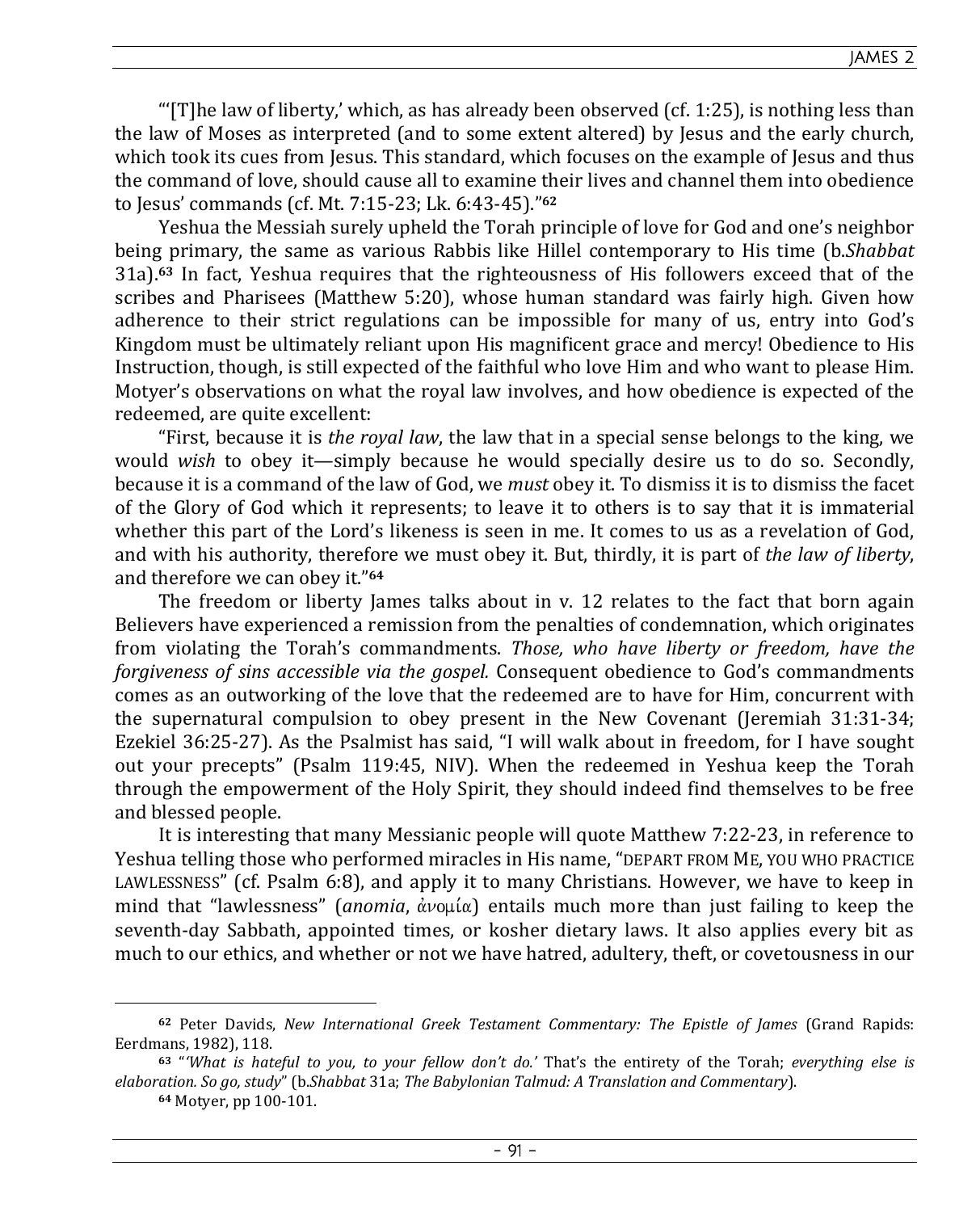"'[T]he law of liberty,' which, as has already been observed (cf. 1:25), is nothing less than the law of Moses as interpreted (and to some extent altered) by Jesus and the early church, which took its cues from Jesus. This standard, which focuses on the example of Jesus and thus the command of love, should cause all to examine their lives and channel them into obedience to Jesus' commands (cf. Mt. 7:15-23; Lk. 6:43-45)."[62]

Yeshua the Messiah surely upheld the Torah principle of love for God and one's neighbor being primary, the same as various Rabbis like Hillel contemporary to His time (b.*Shabbat* 31a).[63] In fact, Yeshua requires that the righteousness of His followers exceed that of the scribes and Pharisees (Matthew 5:20), whose human standard was fairly high. Given how adherence to their strict regulations can be impossible for many of us, entry into God's Kingdom must be ultimately reliant upon His magnificent grace and mercy! Obedience to His Instruction, though, is still expected of the faithful who love Him and who want to please Him. Motyer's observations on what the royal law involves, and how obedience is expected of the redeemed, are quite excellent:

"First, because it is *the royal law*, the law that in a special sense belongs to the king, we would *wish* to obey it—simply because he would specially desire us to do so. Secondly, because it is a command of the law of God, we *must* obey it. To dismiss it is to dismiss the facet of the Glory of God which it represents; to leave it to others is to say that it is immaterial whether this part of the Lord's likeness is seen in me. It comes to us as a revelation of God, and with his authority, therefore we must obey it. But, thirdly, it is part of *the law of liberty*, and therefore we can obey it."[64]

The freedom or liberty James talks about in v. 12 relates to the fact that born again Believers have experienced a remission from the penalties of condemnation, which originates from violating the Torah's commandments. *Those, who have liberty or freedom, have the forgiveness of sins accessible via the gospel.* Consequent obedience to God's commandments comes as an outworking of the love that the redeemed are to have for Him, concurrent with the supernatural compulsion to obey present in the New Covenant (Jeremiah 31:31-34; Ezekiel 36:25-27). As the Psalmist has said, "I will walk about in freedom, for I have sought out your precepts" (Psalm 119:45, NIV). When the redeemed in Yeshua keep the Torah through the empowerment of the Holy Spirit, they should indeed find themselves to be free and blessed people.

It is interesting that many Messianic people will quote Matthew 7:22-23, in reference to Yeshua telling those who performed miracles in His name, "DEPART FROM ME, YOU WHO PRACTICE LAWLESSNESS" (cf. Psalm 6:8), and apply it to many Christians. However, we have to keep in mind that "lawlessness" (*anomia*, ἀνομία) entails much more than just failing to keep the seventh-day Sabbath, appointed times, or kosher dietary laws. It also applies every bit as much to our ethics, and whether or not we have hatred, adultery, theft, or covetousness in our

---

[62] Peter Davids, *New International Greek Testament Commentary: The Epistle of James* (Grand Rapids: Eerdmans, 1982), 118.

[63] "*'What is hateful to you, to your fellow don't do.'* That's the entirety of the Torah; *everything else is elaboration. So go, study*" (b.*Shabbat* 31a; *The Babylonian Talmud: A Translation and Commentary*).

[64] Motyer, pp 100-101.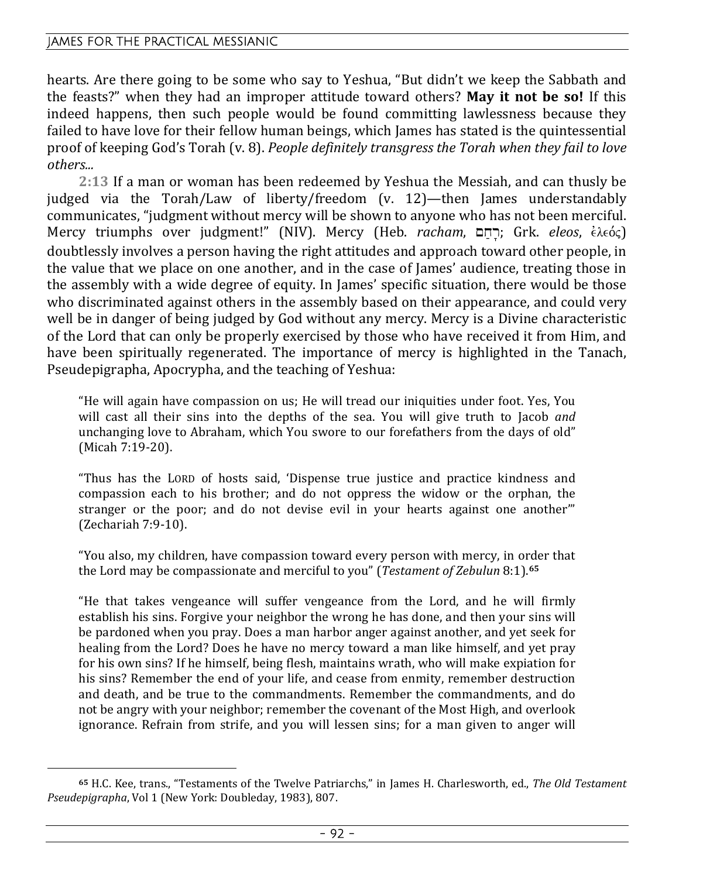hearts. Are there going to be some who say to Yeshua, "But didn't we keep the Sabbath and the feasts?" when they had an improper attitude toward others? **May it not be so!** If this indeed happens, then such people would be found committing lawlessness because they failed to have love for their fellow human beings, which James has stated is the quintessential proof of keeping God's Torah (v. 8). *People definitely transgress the Torah when they fail to love others...*

**2:13** If a man or woman has been redeemed by Yeshua the Messiah, and can thusly be judged via the Torah/Law of liberty/freedom (v. 12)—then James understandably communicates, "judgment without mercy will be shown to anyone who has not been merciful. Mercy triumphs over judgment!" (NIV). Mercy (Heb. *racham*, רָחַם; Grk. *eleos*, ἐλεός) doubtlessly involves a person having the right attitudes and approach toward other people, in the value that we place on one another, and in the case of James' audience, treating those in the assembly with a wide degree of equity. In James' specific situation, there would be those who discriminated against others in the assembly based on their appearance, and could very well be in danger of being judged by God without any mercy. Mercy is a Divine characteristic of the Lord that can only be properly exercised by those who have received it from Him, and have been spiritually regenerated. The importance of mercy is highlighted in the Tanach, Pseudepigrapha, Apocrypha, and the teaching of Yeshua:

> "He will again have compassion on us; He will tread our iniquities under foot. Yes, You will cast all their sins into the depths of the sea. You will give truth to Jacob *and* unchanging love to Abraham, which You swore to our forefathers from the days of old" (Micah 7:19-20).

> "Thus has the LORD of hosts said, 'Dispense true justice and practice kindness and compassion each to his brother; and do not oppress the widow or the orphan, the stranger or the poor; and do not devise evil in your hearts against one another'" (Zechariah 7:9-10).

> "You also, my children, have compassion toward every person with mercy, in order that the Lord may be compassionate and merciful to you" (*Testament of Zebulun* 8:1).[65]

> "He that takes vengeance will suffer vengeance from the Lord, and he will firmly establish his sins. Forgive your neighbor the wrong he has done, and then your sins will be pardoned when you pray. Does a man harbor anger against another, and yet seek for healing from the Lord? Does he have no mercy toward a man like himself, and yet pray for his own sins? If he himself, being flesh, maintains wrath, who will make expiation for his sins? Remember the end of your life, and cease from enmity, remember destruction and death, and be true to the commandments. Remember the commandments, and do not be angry with your neighbor; remember the covenant of the Most High, and overlook ignorance. Refrain from strife, and you will lessen sins; for a man given to anger will

[65] H.C. Kee, trans., "Testaments of the Twelve Patriarchs," in James H. Charlesworth, ed., *The Old Testament Pseudepigrapha*, Vol 1 (New York: Doubleday, 1983), 807.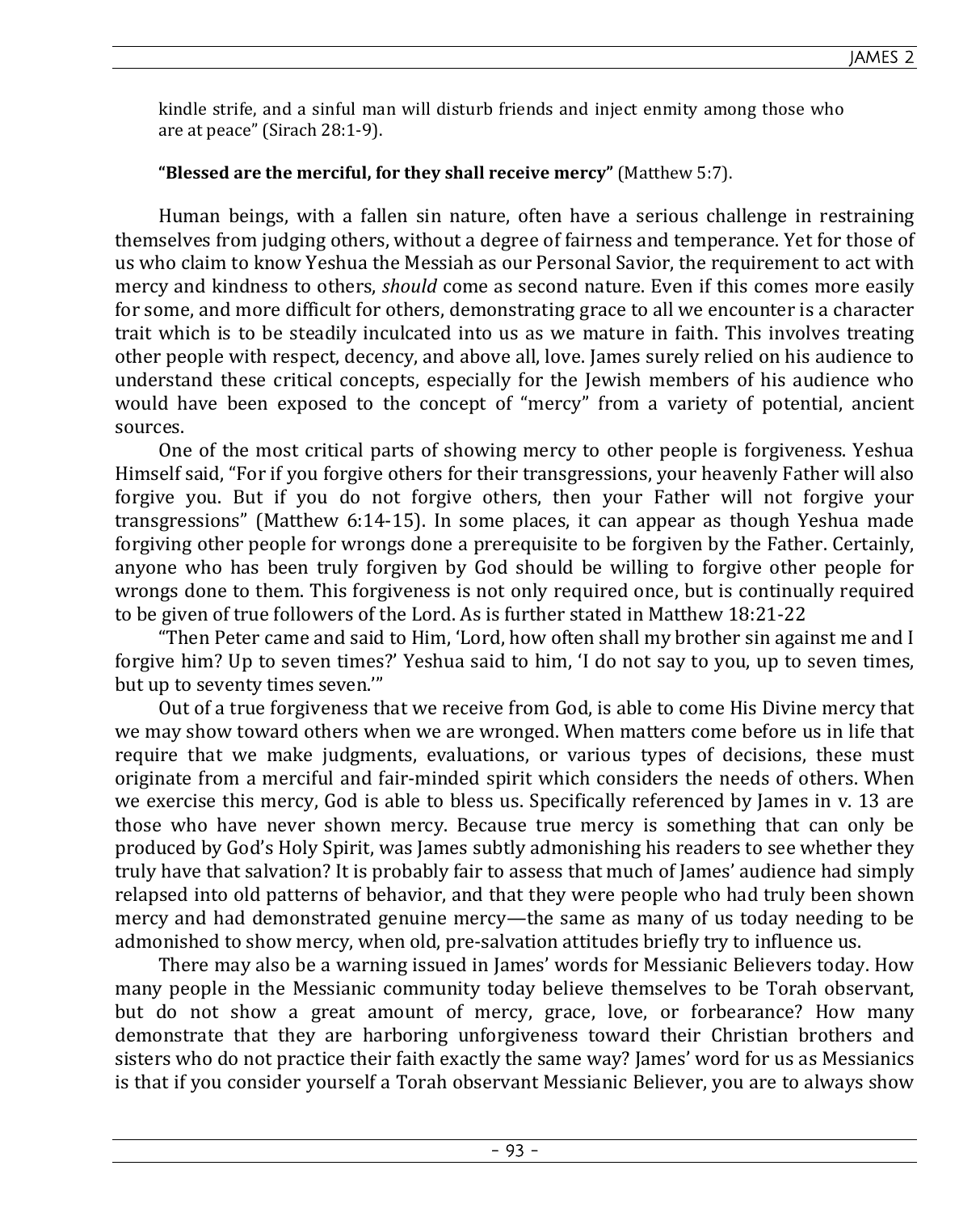kindle strife, and a sinful man will disturb friends and inject enmity among those who are at peace" (Sirach 28:1-9).

**"Blessed are the merciful, for they shall receive mercy"** (Matthew 5:7).

Human beings, with a fallen sin nature, often have a serious challenge in restraining themselves from judging others, without a degree of fairness and temperance. Yet for those of us who claim to know Yeshua the Messiah as our Personal Savior, the requirement to act with mercy and kindness to others, *should* come as second nature. Even if this comes more easily for some, and more difficult for others, demonstrating grace to all we encounter is a character trait which is to be steadily inculcated into us as we mature in faith. This involves treating other people with respect, decency, and above all, love. James surely relied on his audience to understand these critical concepts, especially for the Jewish members of his audience who would have been exposed to the concept of "mercy" from a variety of potential, ancient sources.

One of the most critical parts of showing mercy to other people is forgiveness. Yeshua Himself said, "For if you forgive others for their transgressions, your heavenly Father will also forgive you. But if you do not forgive others, then your Father will not forgive your transgressions" (Matthew 6:14-15). In some places, it can appear as though Yeshua made forgiving other people for wrongs done a prerequisite to be forgiven by the Father. Certainly, anyone who has been truly forgiven by God should be willing to forgive other people for wrongs done to them. This forgiveness is not only required once, but is continually required to be given of true followers of the Lord. As is further stated in Matthew 18:21-22

"Then Peter came and said to Him, 'Lord, how often shall my brother sin against me and I forgive him? Up to seven times?' Yeshua said to him, 'I do not say to you, up to seven times, but up to seventy times seven.'"

Out of a true forgiveness that we receive from God, is able to come His Divine mercy that we may show toward others when we are wronged. When matters come before us in life that require that we make judgments, evaluations, or various types of decisions, these must originate from a merciful and fair-minded spirit which considers the needs of others. When we exercise this mercy, God is able to bless us. Specifically referenced by James in v. 13 are those who have never shown mercy. Because true mercy is something that can only be produced by God's Holy Spirit, was James subtly admonishing his readers to see whether they truly have that salvation? It is probably fair to assess that much of James' audience had simply relapsed into old patterns of behavior, and that they were people who had truly been shown mercy and had demonstrated genuine mercy—the same as many of us today needing to be admonished to show mercy, when old, pre-salvation attitudes briefly try to influence us.

There may also be a warning issued in James' words for Messianic Believers today. How many people in the Messianic community today believe themselves to be Torah observant, but do not show a great amount of mercy, grace, love, or forbearance? How many demonstrate that they are harboring unforgiveness toward their Christian brothers and sisters who do not practice their faith exactly the same way? James' word for us as Messianics is that if you consider yourself a Torah observant Messianic Believer, you are to always show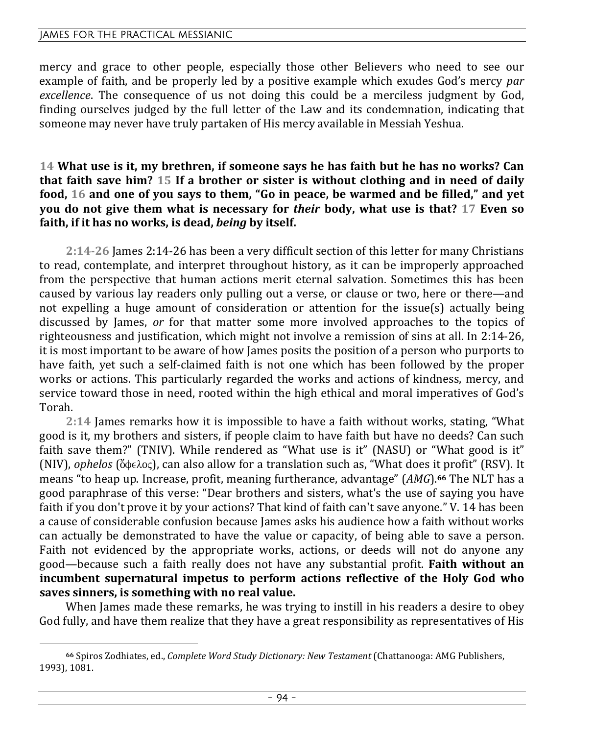mercy and grace to other people, especially those other Believers who need to see our example of faith, and be properly led by a positive example which exudes God's mercy *par excellence*. The consequence of us not doing this could be a merciless judgment by God, finding ourselves judged by the full letter of the Law and its condemnation, indicating that someone may never have truly partaken of His mercy available in Messiah Yeshua.

**14 What use is it, my brethren, if someone says he has faith but he has no works? Can that faith save him? 15 If a brother or sister is without clothing and in need of daily food, 16 and one of you says to them, "Go in peace, be warmed and be filled," and yet you do not give them what is necessary for *their* body, what use is that? 17 Even so faith, if it has no works, is dead, *being* by itself.**

**2:14-26** James 2:14-26 has been a very difficult section of this letter for many Christians to read, contemplate, and interpret throughout history, as it can be improperly approached from the perspective that human actions merit eternal salvation. Sometimes this has been caused by various lay readers only pulling out a verse, or clause or two, here or there—and not expelling a huge amount of consideration or attention for the issue(s) actually being discussed by James, *or* for that matter some more involved approaches to the topics of righteousness and justification, which might not involve a remission of sins at all. In 2:14-26, it is most important to be aware of how James posits the position of a person who purports to have faith, yet such a self-claimed faith is not one which has been followed by the proper works or actions. This particularly regarded the works and actions of kindness, mercy, and service toward those in need, rooted within the high ethical and moral imperatives of God's Torah.

**2:14** James remarks how it is impossible to have a faith without works, stating, "What good is it, my brothers and sisters, if people claim to have faith but have no deeds? Can such faith save them?" (TNIV). While rendered as "What use is it" (NASU) or "What good is it" (NIV), *ophelos* (ὄφελος), can also allow for a translation such as, "What does it profit" (RSV). It means "to heap up. Increase, profit, meaning furtherance, advantage" (*AMG*).[66] The NLT has a good paraphrase of this verse: "Dear brothers and sisters, what's the use of saying you have faith if you don't prove it by your actions? That kind of faith can't save anyone." V. 14 has been a cause of considerable confusion because James asks his audience how a faith without works can actually be demonstrated to have the value or capacity, of being able to save a person. Faith not evidenced by the appropriate works, actions, or deeds will not do anyone any good—because such a faith really does not have any substantial profit. **Faith without an incumbent supernatural impetus to perform actions reflective of the Holy God who saves sinners, is something with no real value.**

When James made these remarks, he was trying to instill in his readers a desire to obey God fully, and have them realize that they have a great responsibility as representatives of His

---

[66] Spiros Zodhiates, ed., *Complete Word Study Dictionary: New Testament* (Chattanooga: AMG Publishers, 1993), 1081.